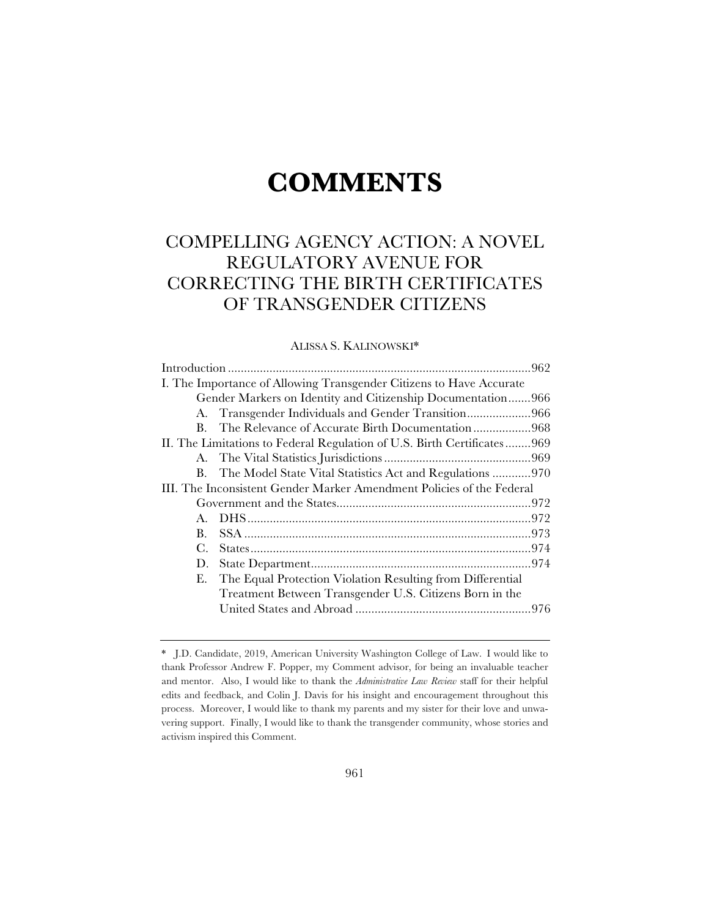# COMMENTS

## COMPELLING AGENCY ACTION: A NOVEL REGULATORY AVENUE FOR CORRECTING THE BIRTH CERTIFICATES OF TRANSGENDER CITIZENS

ALISSA S. KALINOWSKI*

Introduction ............................................................................................962

I. The Importance of Allowing Transgender Citizens to Have Accurate Gender Markers on Identity and Citizenship Documentation .......966

- A. Transgender Individuals and Gender Transition ....................966
- B. The Relevance of Accurate Birth Documentation ..................968

II. The Limitations to Federal Regulation of U.S. Birth Certificates ........969

- A. The Vital Statistics Jurisdictions ..............................................969
- B. The Model State Vital Statistics Act and Regulations ............970

III. The Inconsistent Gender Marker Amendment Policies of the Federal Government and the States ............................................................972

- A. DHS .........................................................................................972
- B. SSA ..........................................................................................973
- C. States ........................................................................................974
- D. State Department .....................................................................974
- E. The Equal Protection Violation Resulting from Differential Treatment Between Transgender U.S. Citizens Born in the United States and Abroad .......................................................976

---

\* J.D. Candidate, 2019, American University Washington College of Law. I would like to thank Professor Andrew F. Popper, my Comment advisor, for being an invaluable teacher and mentor. Also, I would like to thank the *Administrative Law Review* staff for their helpful edits and feedback, and Colin J. Davis for his insight and encouragement throughout this process. Moreover, I would like to thank my parents and my sister for their love and unwavering support. Finally, I would like to thank the transgender community, whose stories and activism inspired this Comment.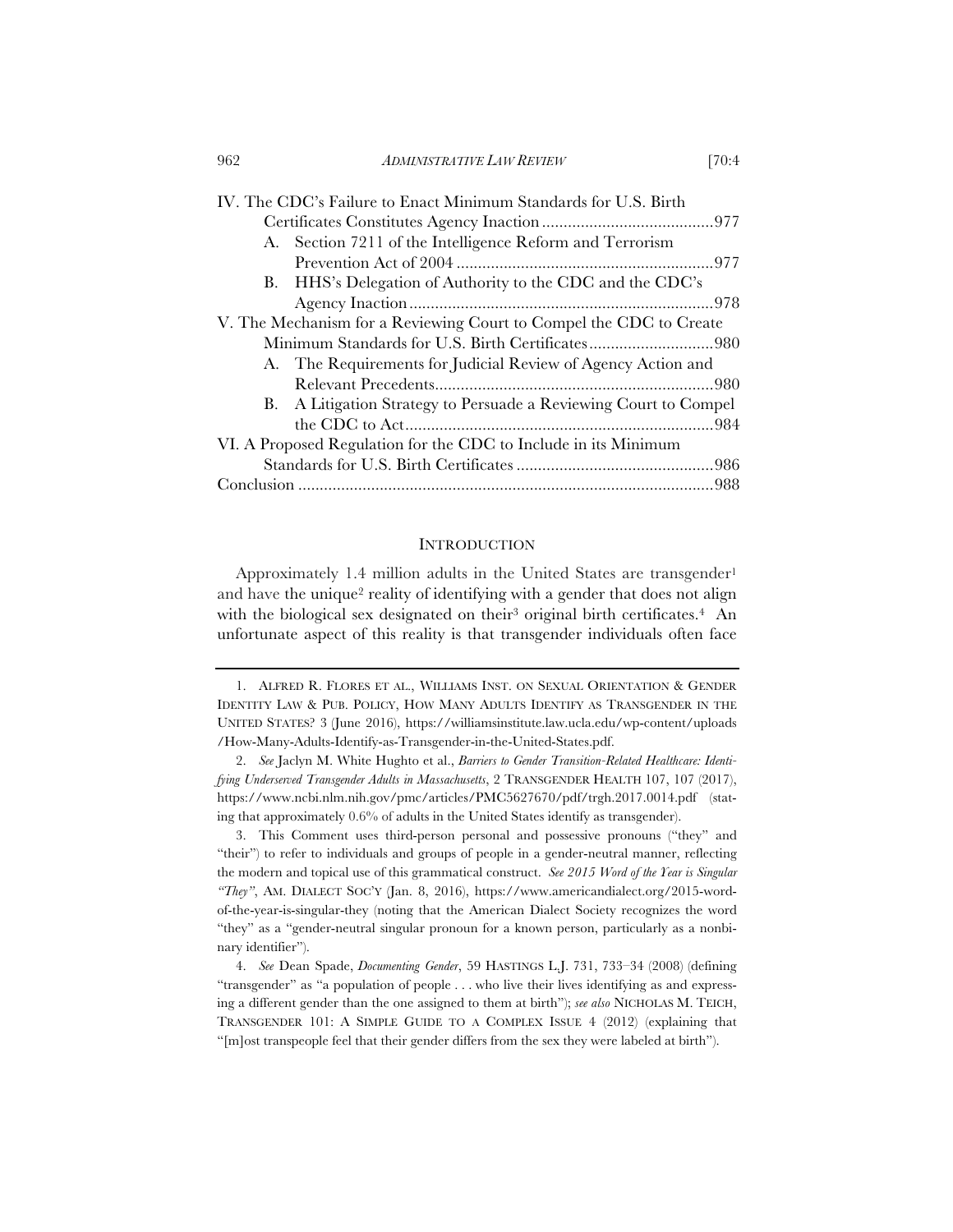IV. The CDC's Failure to Enact Minimum Standards for U.S. Birth Certificates Constitutes Agency Inaction ........................................977
- A. Section 7211 of the Intelligence Reform and Terrorism Prevention Act of 2004 ........................................................977
- B. HHS's Delegation of Authority to the CDC and the CDC's Agency Inaction ........................................................978

V. The Mechanism for a Reviewing Court to Compel the CDC to Create Minimum Standards for U.S. Birth Certificates ............................980
- A. The Requirements for Judicial Review of Agency Action and Relevant Precedents ........................................................980
- B. A Litigation Strategy to Persuade a Reviewing Court to Compel the CDC to Act ........................................................984

VI. A Proposed Regulation for the CDC to Include in its Minimum Standards for U.S. Birth Certificates ..............................................986

Conclusion ................................................................................................988

## INTRODUCTION

Approximately 1.4 million adults in the United States are transgender[1] and have the unique[2] reality of identifying with a gender that does not align with the biological sex designated on their[3] original birth certificates.[4] An unfortunate aspect of this reality is that transgender individuals often face

---

1. ALFRED R. FLORES ET AL., WILLIAMS INST. ON SEXUAL ORIENTATION & GENDER IDENTITY LAW & PUB. POLICY, HOW MANY ADULTS IDENTIFY AS TRANSGENDER IN THE UNITED STATES? 3 (June 2016), https://williamsinstitute.law.ucla.edu/wp-content/uploads/How-Many-Adults-Identify-as-Transgender-in-the-United-States.pdf.

2. *See* Jaclyn M. White Hughto et al., *Barriers to Gender Transition-Related Healthcare: Identifying Underserved Transgender Adults in Massachusetts*, 2 TRANSGENDER HEALTH 107, 107 (2017), https://www.ncbi.nlm.nih.gov/pmc/articles/PMC5627670/pdf/trgh.2017.0014.pdf (stating that approximately 0.6% of adults in the United States identify as transgender).

3. This Comment uses third-person personal and possessive pronouns ("they" and "their") to refer to individuals and groups of people in a gender-neutral manner, reflecting the modern and topical use of this grammatical construct. *See 2015 Word of the Year is Singular "They"*, AM. DIALECT SOC'Y (Jan. 8, 2016), https://www.americandialect.org/2015-word-of-the-year-is-singular-they (noting that the American Dialect Society recognizes the word "they" as a "gender-neutral singular pronoun for a known person, particularly as a nonbinary identifier").

4. *See* Dean Spade, *Documenting Gender*, 59 HASTINGS L.J. 731, 733–34 (2008) (defining "transgender" as "a population of people . . . who live their lives identifying as and expressing a different gender than the one assigned to them at birth"); *see also* NICHOLAS M. TEICH, TRANSGENDER 101: A SIMPLE GUIDE TO A COMPLEX ISSUE 4 (2012) (explaining that "[m]ost transpeople feel that their gender differs from the sex they were labeled at birth").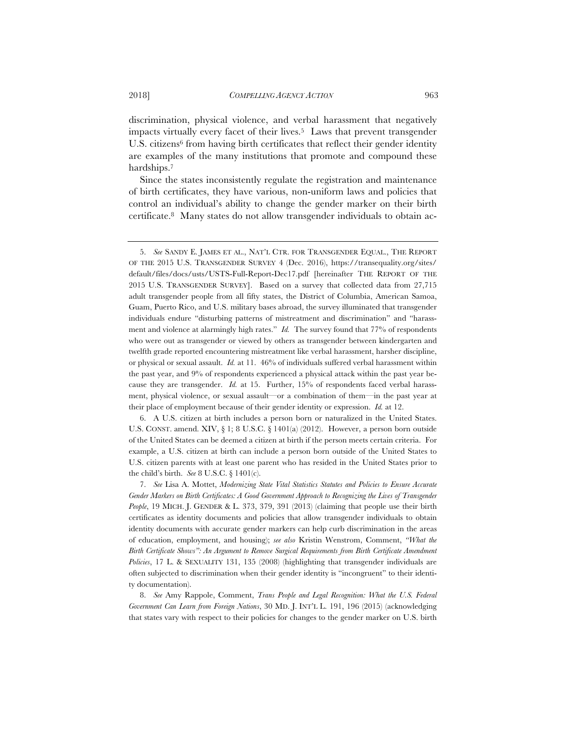discrimination, physical violence, and verbal harassment that negatively impacts virtually every facet of their lives.[5] Laws that prevent transgender U.S. citizens[6] from having birth certificates that reflect their gender identity are examples of the many institutions that promote and compound these hardships.[7]

Since the states inconsistently regulate the registration and maintenance of birth certificates, they have various, non-uniform laws and policies that control an individual's ability to change the gender marker on their birth certificate.[8] Many states do not allow transgender individuals to obtain ac-

---

5. *See* SANDY E. JAMES ET AL., NAT'L CTR. FOR TRANSGENDER EQUAL., THE REPORT OF THE 2015 U.S. TRANSGENDER SURVEY 4 (Dec. 2016), https://transequality.org/sites/default/files/docs/usts/USTS-Full-Report-Dec17.pdf [hereinafter THE REPORT OF THE 2015 U.S. TRANSGENDER SURVEY]. Based on a survey that collected data from 27,715 adult transgender people from all fifty states, the District of Columbia, American Samoa, Guam, Puerto Rico, and U.S. military bases abroad, the survey illuminated that transgender individuals endure "disturbing patterns of mistreatment and discrimination" and "harassment and violence at alarmingly high rates." *Id.* The survey found that 77% of respondents who were out as transgender or viewed by others as transgender between kindergarten and twelfth grade reported encountering mistreatment like verbal harassment, harsher discipline, or physical or sexual assault. *Id.* at 11. 46% of individuals suffered verbal harassment within the past year, and 9% of respondents experienced a physical attack within the past year because they are transgender. *Id.* at 15. Further, 15% of respondents faced verbal harassment, physical violence, or sexual assault—or a combination of them—in the past year at their place of employment because of their gender identity or expression. *Id.* at 12.

6. A U.S. citizen at birth includes a person born or naturalized in the United States. U.S. CONST. amend. XIV, § 1; 8 U.S.C. § 1401(a) (2012). However, a person born outside of the United States can be deemed a citizen at birth if the person meets certain criteria. For example, a U.S. citizen at birth can include a person born outside of the United States to U.S. citizen parents with at least one parent who has resided in the United States prior to the child's birth. *See* 8 U.S.C. § 1401(c).

7. *See* Lisa A. Mottet, *Modernizing State Vital Statistics Statutes and Policies to Ensure Accurate Gender Markers on Birth Certificates: A Good Government Approach to Recognizing the Lives of Transgender People*, 19 MICH. J. GENDER & L. 373, 379, 391 (2013) (claiming that people use their birth certificates as identity documents and policies that allow transgender individuals to obtain identity documents with accurate gender markers can help curb discrimination in the areas of education, employment, and housing); *see also* Kristin Wenstrom, Comment, *"What the Birth Certificate Shows": An Argument to Remove Surgical Requirements from Birth Certificate Amendment Policies*, 17 L. & SEXUALITY 131, 135 (2008) (highlighting that transgender individuals are often subjected to discrimination when their gender identity is "incongruent" to their identity documentation).

8. *See* Amy Rappole, Comment, *Trans People and Legal Recognition: What the U.S. Federal Government Can Learn from Foreign Nations*, 30 MD. J. INT'L L. 191, 196 (2015) (acknowledging that states vary with respect to their policies for changes to the gender marker on U.S. birth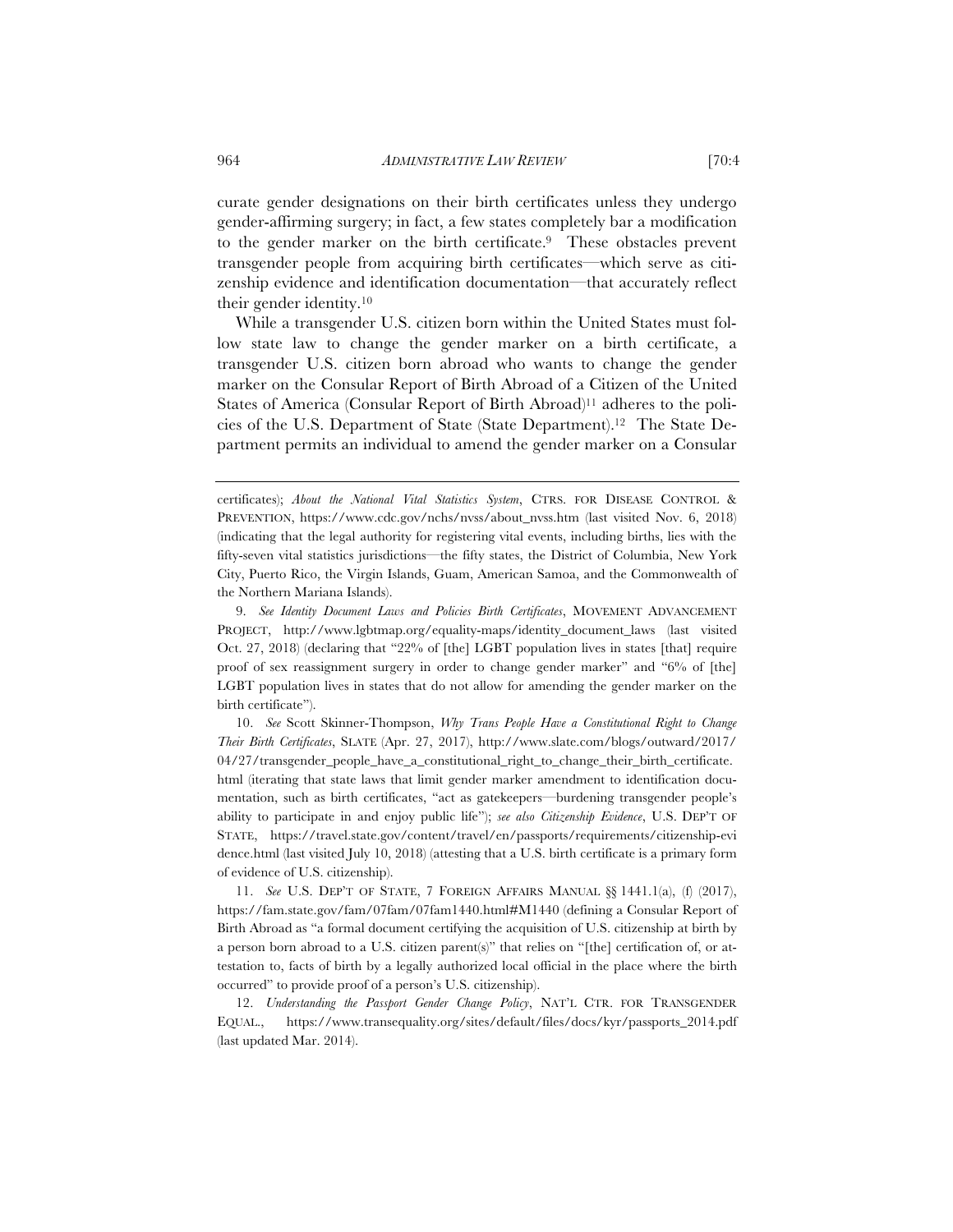curate gender designations on their birth certificates unless they undergo gender-affirming surgery; in fact, a few states completely bar a modification to the gender marker on the birth certificate.[9] These obstacles prevent transgender people from acquiring birth certificates—which serve as citizenship evidence and identification documentation—that accurately reflect their gender identity.[10]

While a transgender U.S. citizen born within the United States must follow state law to change the gender marker on a birth certificate, a transgender U.S. citizen born abroad who wants to change the gender marker on the Consular Report of Birth Abroad of a Citizen of the United States of America (Consular Report of Birth Abroad)[11] adheres to the policies of the U.S. Department of State (State Department).[12] The State Department permits an individual to amend the gender marker on a Consular

---

certificates); *About the National Vital Statistics System*, CTRS. FOR DISEASE CONTROL & PREVENTION, https://www.cdc.gov/nchs/nvss/about_nvss.htm (last visited Nov. 6, 2018) (indicating that the legal authority for registering vital events, including births, lies with the fifty-seven vital statistics jurisdictions—the fifty states, the District of Columbia, New York City, Puerto Rico, the Virgin Islands, Guam, American Samoa, and the Commonwealth of the Northern Mariana Islands).

9. *See Identity Document Laws and Policies Birth Certificates*, MOVEMENT ADVANCEMENT PROJECT, http://www.lgbtmap.org/equality-maps/identity_document_laws (last visited Oct. 27, 2018) (declaring that "22% of [the] LGBT population lives in states [that] require proof of sex reassignment surgery in order to change gender marker" and "6% of [the] LGBT population lives in states that do not allow for amending the gender marker on the birth certificate").

10. *See* Scott Skinner-Thompson, *Why Trans People Have a Constitutional Right to Change Their Birth Certificates*, SLATE (Apr. 27, 2017), http://www.slate.com/blogs/outward/2017/04/27/transgender_people_have_a_constitutional_right_to_change_their_birth_certificate.html (iterating that state laws that limit gender marker amendment to identification documentation, such as birth certificates, "act as gatekeepers—burdening transgender people's ability to participate in and enjoy public life"); *see also Citizenship Evidence*, U.S. DEP'T OF STATE, https://travel.state.gov/content/travel/en/passports/requirements/citizenship-evidence.html (last visited July 10, 2018) (attesting that a U.S. birth certificate is a primary form of evidence of U.S. citizenship).

11. *See* U.S. DEP'T OF STATE, 7 FOREIGN AFFAIRS MANUAL §§ 1441.1(a), (f) (2017), https://fam.state.gov/fam/07fam/07fam1440.html#M1440 (defining a Consular Report of Birth Abroad as "a formal document certifying the acquisition of U.S. citizenship at birth by a person born abroad to a U.S. citizen parent(s)" that relies on "[the] certification of, or attestation to, facts of birth by a legally authorized local official in the place where the birth occurred" to provide proof of a person's U.S. citizenship).

12. *Understanding the Passport Gender Change Policy*, NAT'L CTR. FOR TRANSGENDER EQUAL., https://www.transequality.org/sites/default/files/docs/kyr/passports_2014.pdf (last updated Mar. 2014).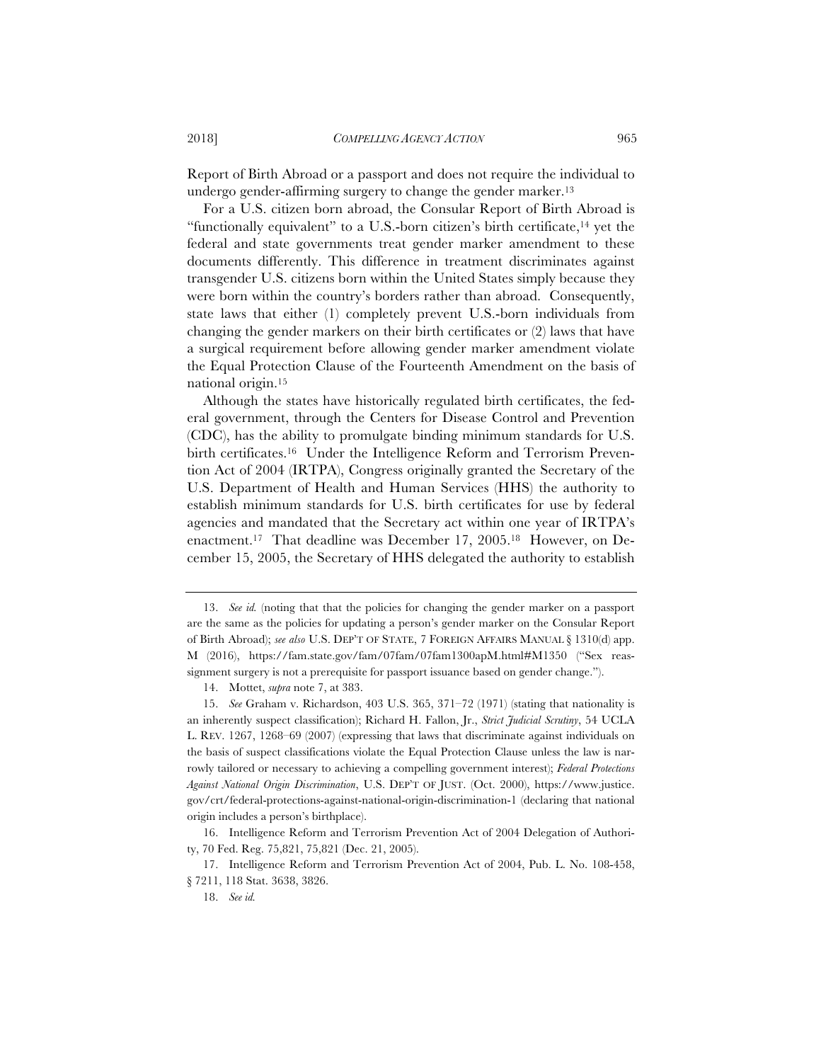Report of Birth Abroad or a passport and does not require the individual to undergo gender-affirming surgery to change the gender marker.[13]

For a U.S. citizen born abroad, the Consular Report of Birth Abroad is "functionally equivalent" to a U.S.-born citizen's birth certificate,[14] yet the federal and state governments treat gender marker amendment to these documents differently. This difference in treatment discriminates against transgender U.S. citizens born within the United States simply because they were born within the country's borders rather than abroad. Consequently, state laws that either (1) completely prevent U.S.-born individuals from changing the gender markers on their birth certificates or (2) laws that have a surgical requirement before allowing gender marker amendment violate the Equal Protection Clause of the Fourteenth Amendment on the basis of national origin.[15]

Although the states have historically regulated birth certificates, the federal government, through the Centers for Disease Control and Prevention (CDC), has the ability to promulgate binding minimum standards for U.S. birth certificates.[16] Under the Intelligence Reform and Terrorism Prevention Act of 2004 (IRTPA), Congress originally granted the Secretary of the U.S. Department of Health and Human Services (HHS) the authority to establish minimum standards for U.S. birth certificates for use by federal agencies and mandated that the Secretary act within one year of IRTPA's enactment.[17] That deadline was December 17, 2005.[18] However, on December 15, 2005, the Secretary of HHS delegated the authority to establish

---

13. *See id.* (noting that that the policies for changing the gender marker on a passport are the same as the policies for updating a person's gender marker on the Consular Report of Birth Abroad); *see also* U.S. DEP'T OF STATE, 7 FOREIGN AFFAIRS MANUAL § 1310(d) app. M (2016), https://fam.state.gov/fam/07fam/07fam1300apM.html#M1350 ("Sex reassignment surgery is not a prerequisite for passport issuance based on gender change.").

14. Mottet, *supra* note 7, at 383.

15. *See* Graham v. Richardson, 403 U.S. 365, 371–72 (1971) (stating that nationality is an inherently suspect classification); Richard H. Fallon, Jr., *Strict Judicial Scrutiny*, 54 UCLA L. REV. 1267, 1268–69 (2007) (expressing that laws that discriminate against individuals on the basis of suspect classifications violate the Equal Protection Clause unless the law is narrowly tailored or necessary to achieving a compelling government interest); *Federal Protections Against National Origin Discrimination*, U.S. DEP'T OF JUST. (Oct. 2000), https://www.justice.gov/crt/federal-protections-against-national-origin-discrimination-1 (declaring that national origin includes a person's birthplace).

16. Intelligence Reform and Terrorism Prevention Act of 2004 Delegation of Authority, 70 Fed. Reg. 75,821, 75,821 (Dec. 21, 2005).

17. Intelligence Reform and Terrorism Prevention Act of 2004, Pub. L. No. 108-458, § 7211, 118 Stat. 3638, 3826.

18. *See id.*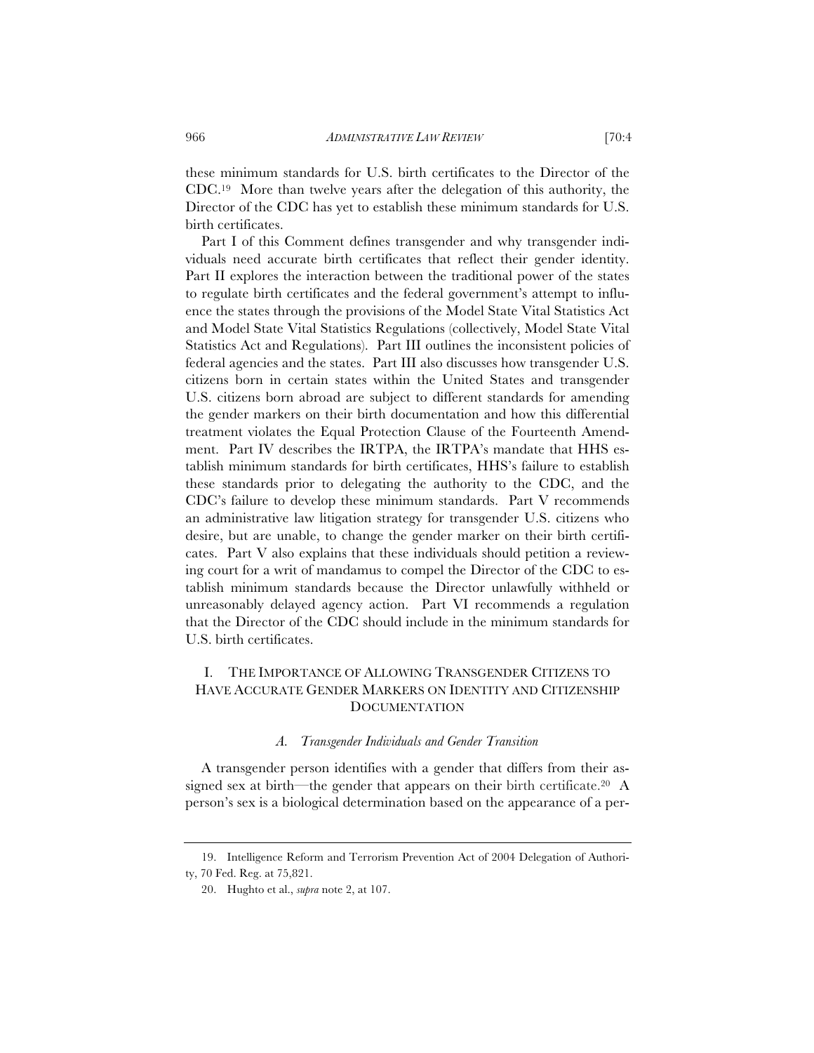these minimum standards for U.S. birth certificates to the Director of the CDC.[19] More than twelve years after the delegation of this authority, the Director of the CDC has yet to establish these minimum standards for U.S. birth certificates.

Part I of this Comment defines transgender and why transgender individuals need accurate birth certificates that reflect their gender identity. Part II explores the interaction between the traditional power of the states to regulate birth certificates and the federal government's attempt to influence the states through the provisions of the Model State Vital Statistics Act and Model State Vital Statistics Regulations (collectively, Model State Vital Statistics Act and Regulations). Part III outlines the inconsistent policies of federal agencies and the states. Part III also discusses how transgender U.S. citizens born in certain states within the United States and transgender U.S. citizens born abroad are subject to different standards for amending the gender markers on their birth documentation and how this differential treatment violates the Equal Protection Clause of the Fourteenth Amendment. Part IV describes the IRTPA, the IRTPA's mandate that HHS establish minimum standards for birth certificates, HHS's failure to establish these standards prior to delegating the authority to the CDC, and the CDC's failure to develop these minimum standards. Part V recommends an administrative law litigation strategy for transgender U.S. citizens who desire, but are unable, to change the gender marker on their birth certificates. Part V also explains that these individuals should petition a reviewing court for a writ of mandamus to compel the Director of the CDC to establish minimum standards because the Director unlawfully withheld or unreasonably delayed agency action. Part VI recommends a regulation that the Director of the CDC should include in the minimum standards for U.S. birth certificates.

## I. THE IMPORTANCE OF ALLOWING TRANSGENDER CITIZENS TO HAVE ACCURATE GENDER MARKERS ON IDENTITY AND CITIZENSHIP DOCUMENTATION

### *A. Transgender Individuals and Gender Transition*

A transgender person identifies with a gender that differs from their assigned sex at birth—the gender that appears on their birth certificate.[20] A person's sex is a biological determination based on the appearance of a per-

---

19. Intelligence Reform and Terrorism Prevention Act of 2004 Delegation of Authority, 70 Fed. Reg. at 75,821.

20. Hughto et al., *supra* note 2, at 107.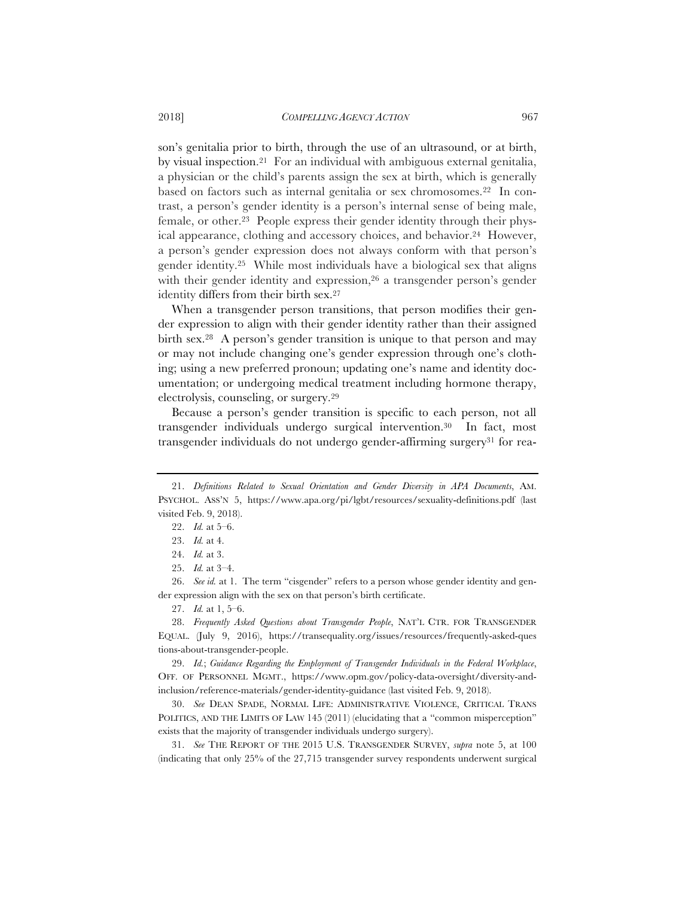son's genitalia prior to birth, through the use of an ultrasound, or at birth, by visual inspection.[21] For an individual with ambiguous external genitalia, a physician or the child's parents assign the sex at birth, which is generally based on factors such as internal genitalia or sex chromosomes.[22] In contrast, a person's gender identity is a person's internal sense of being male, female, or other.[23] People express their gender identity through their physical appearance, clothing and accessory choices, and behavior.[24] However, a person's gender expression does not always conform with that person's gender identity.[25] While most individuals have a biological sex that aligns with their gender identity and expression,[26] a transgender person's gender identity differs from their birth sex.[27]

When a transgender person transitions, that person modifies their gender expression to align with their gender identity rather than their assigned birth sex.[28] A person's gender transition is unique to that person and may or may not include changing one's gender expression through one's clothing; using a new preferred pronoun; updating one's name and identity documentation; or undergoing medical treatment including hormone therapy, electrolysis, counseling, or surgery.[29]

Because a person's gender transition is specific to each person, not all transgender individuals undergo surgical intervention.[30] In fact, most transgender individuals do not undergo gender-affirming surgery[31] for rea-

---

21. *Definitions Related to Sexual Orientation and Gender Diversity in APA Documents*, AM. PSYCHOL. ASS'N 5, https://www.apa.org/pi/lgbt/resources/sexuality-definitions.pdf (last visited Feb. 9, 2018).

22. *Id.* at 5–6.

23. *Id.* at 4.

24. *Id.* at 3.

25. *Id.* at 3–4.

26. *See id.* at 1. The term "cisgender" refers to a person whose gender identity and gender expression align with the sex on that person's birth certificate.

27. *Id.* at 1, 5–6.

28. *Frequently Asked Questions about Transgender People*, NAT'L CTR. FOR TRANSGENDER EQUAL. (July 9, 2016), https://transequality.org/issues/resources/frequently-asked-questions-about-transgender-people.

29. *Id.*; *Guidance Regarding the Employment of Transgender Individuals in the Federal Workplace*, OFF. OF PERSONNEL MGMT., https://www.opm.gov/policy-data-oversight/diversity-and-inclusion/reference-materials/gender-identity-guidance (last visited Feb. 9, 2018).

30. *See* DEAN SPADE, NORMAL LIFE: ADMINISTRATIVE VIOLENCE, CRITICAL TRANS POLITICS, AND THE LIMITS OF LAW 145 (2011) (elucidating that a "common misperception" exists that the majority of transgender individuals undergo surgery).

31. *See* THE REPORT OF THE 2015 U.S. TRANSGENDER SURVEY, *supra* note 5, at 100 (indicating that only 25% of the 27,715 transgender survey respondents underwent surgical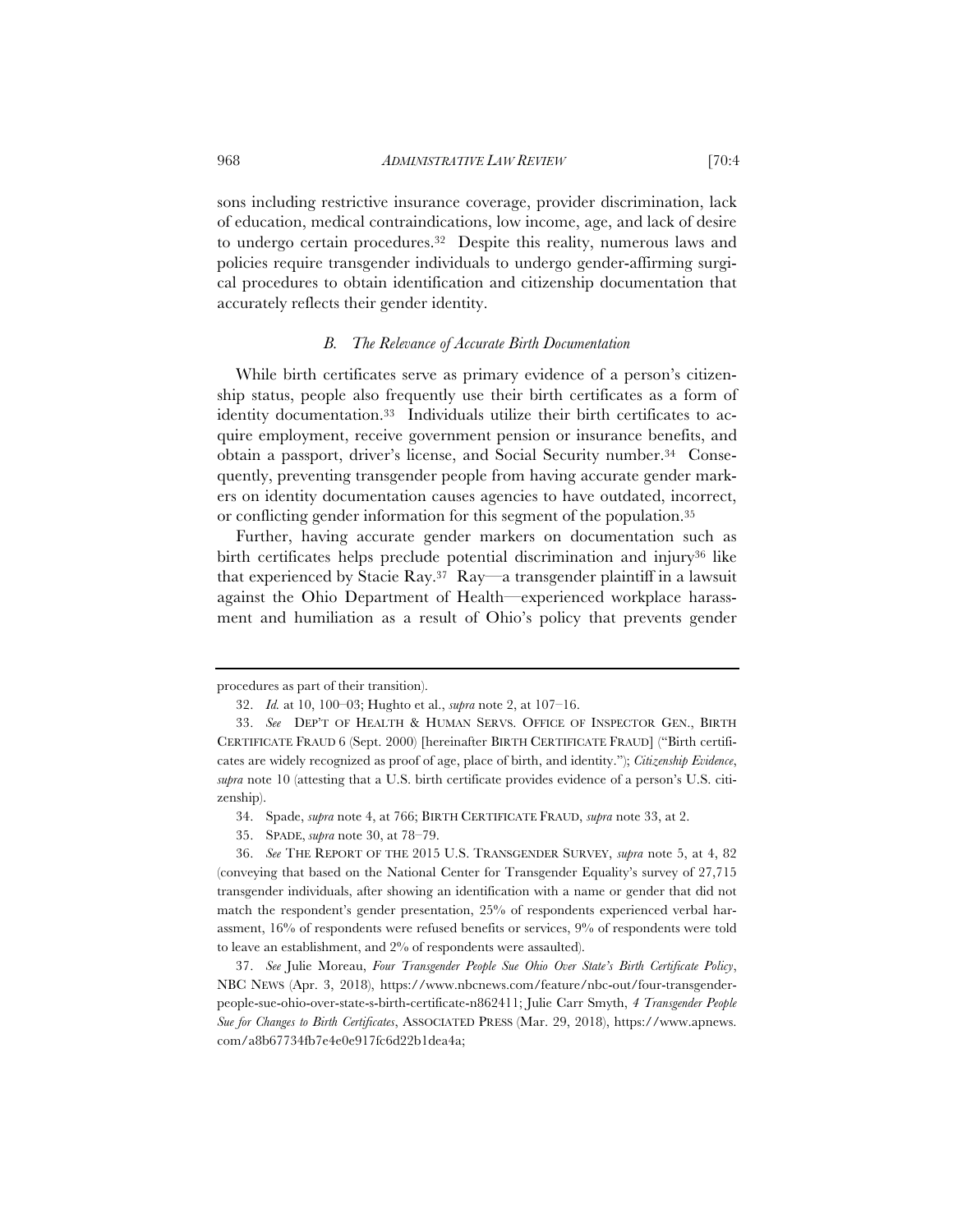sons including restrictive insurance coverage, provider discrimination, lack of education, medical contraindications, low income, age, and lack of desire to undergo certain procedures.[32] Despite this reality, numerous laws and policies require transgender individuals to undergo gender-affirming surgical procedures to obtain identification and citizenship documentation that accurately reflects their gender identity.

### *B. The Relevance of Accurate Birth Documentation*

While birth certificates serve as primary evidence of a person's citizenship status, people also frequently use their birth certificates as a form of identity documentation.[33] Individuals utilize their birth certificates to acquire employment, receive government pension or insurance benefits, and obtain a passport, driver's license, and Social Security number.[34] Consequently, preventing transgender people from having accurate gender markers on identity documentation causes agencies to have outdated, incorrect, or conflicting gender information for this segment of the population.[35]

Further, having accurate gender markers on documentation such as birth certificates helps preclude potential discrimination and injury[36] like that experienced by Stacie Ray.[37] Ray—a transgender plaintiff in a lawsuit against the Ohio Department of Health—experienced workplace harassment and humiliation as a result of Ohio's policy that prevents gender

---

procedures as part of their transition).

32. *Id.* at 10, 100–03; Hughto et al., *supra* note 2, at 107–16.

33. *See* DEP'T OF HEALTH & HUMAN SERVS. OFFICE OF INSPECTOR GEN., BIRTH CERTIFICATE FRAUD 6 (Sept. 2000) [hereinafter BIRTH CERTIFICATE FRAUD] ("Birth certificates are widely recognized as proof of age, place of birth, and identity."); *Citizenship Evidence*, *supra* note 10 (attesting that a U.S. birth certificate provides evidence of a person's U.S. citizenship).

34. Spade, *supra* note 4, at 766; BIRTH CERTIFICATE FRAUD, *supra* note 33, at 2.

35. SPADE, *supra* note 30, at 78–79.

36. *See* THE REPORT OF THE 2015 U.S. TRANSGENDER SURVEY, *supra* note 5, at 4, 82 (conveying that based on the National Center for Transgender Equality's survey of 27,715 transgender individuals, after showing an identification with a name or gender that did not match the respondent's gender presentation, 25% of respondents experienced verbal harassment, 16% of respondents were refused benefits or services, 9% of respondents were told to leave an establishment, and 2% of respondents were assaulted).

37. *See* Julie Moreau, *Four Transgender People Sue Ohio Over State's Birth Certificate Policy*, NBC NEWS (Apr. 3, 2018), https://www.nbcnews.com/feature/nbc-out/four-transgender-people-sue-ohio-over-state-s-birth-certificate-n862411; Julie Carr Smyth, *4 Transgender People Sue for Changes to Birth Certificates*, ASSOCIATED PRESS (Mar. 29, 2018), https://www.apnews.com/a8b67734fb7e4e0e917fc6d22b1dea4a;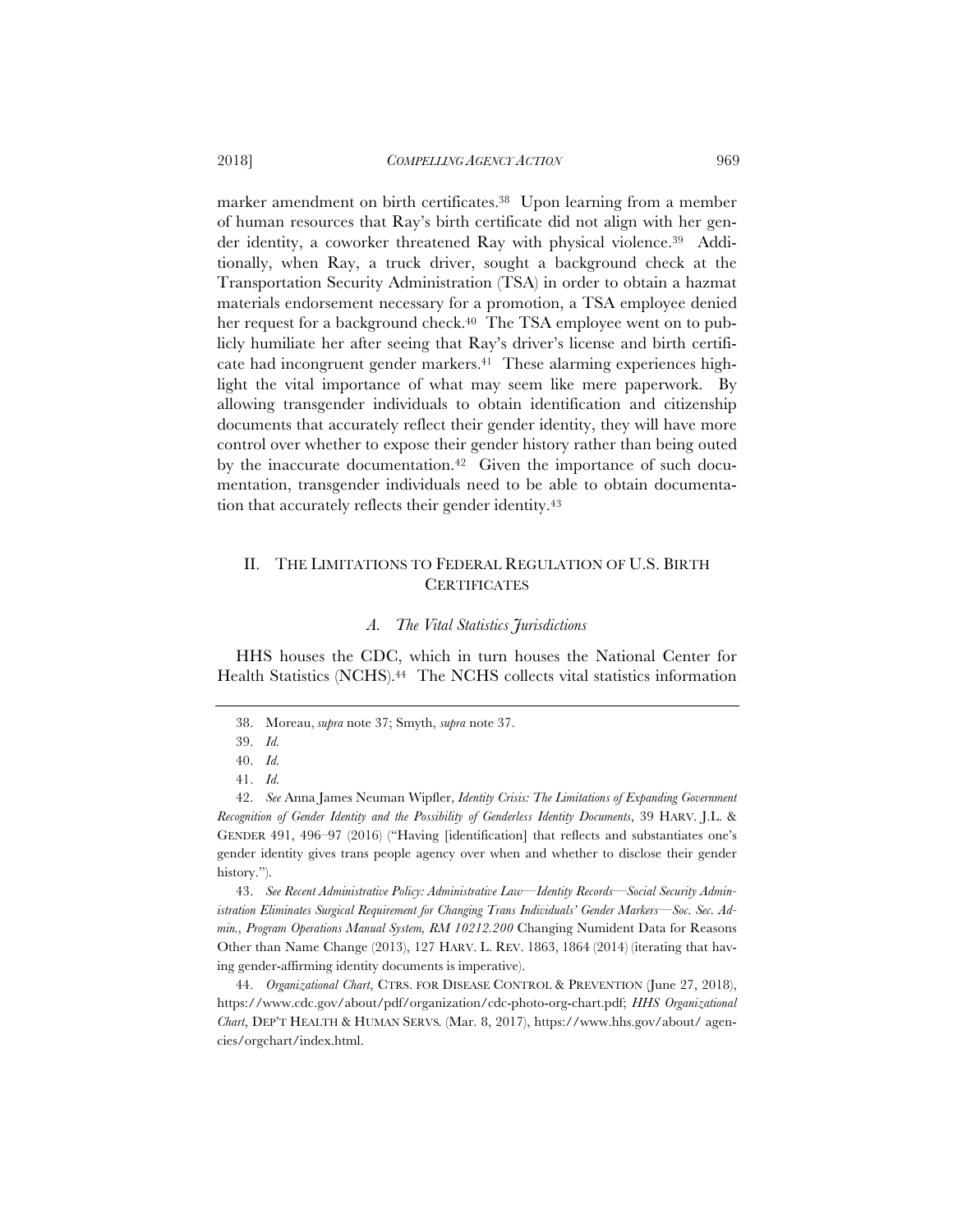marker amendment on birth certificates.[38] Upon learning from a member of human resources that Ray's birth certificate did not align with her gender identity, a coworker threatened Ray with physical violence.[39] Additionally, when Ray, a truck driver, sought a background check at the Transportation Security Administration (TSA) in order to obtain a hazmat materials endorsement necessary for a promotion, a TSA employee denied her request for a background check.[40] The TSA employee went on to publicly humiliate her after seeing that Ray's driver's license and birth certificate had incongruent gender markers.[41] These alarming experiences highlight the vital importance of what may seem like mere paperwork. By allowing transgender individuals to obtain identification and citizenship documents that accurately reflect their gender identity, they will have more control over whether to expose their gender history rather than being outed by the inaccurate documentation.[42] Given the importance of such documentation, transgender individuals need to be able to obtain documentation that accurately reflects their gender identity.[43]

## II. THE LIMITATIONS TO FEDERAL REGULATION OF U.S. BIRTH CERTIFICATES

### *A. The Vital Statistics Jurisdictions*

HHS houses the CDC, which in turn houses the National Center for Health Statistics (NCHS).[44] The NCHS collects vital statistics information

---

38. Moreau, *supra* note 37; Smyth, *supra* note 37.

39. *Id.*

40. *Id.*

41. *Id.*

42. *See* Anna James Neuman Wipfler, *Identity Crisis: The Limitations of Expanding Government Recognition of Gender Identity and the Possibility of Genderless Identity Documents*, 39 HARV. J.L. & GENDER 491, 496–97 (2016) ("Having [identification] that reflects and substantiates one's gender identity gives trans people agency over when and whether to disclose their gender history.").

43. *See Recent Administrative Policy: Administrative Law—Identity Records—Social Security Administration Eliminates Surgical Requirement for Changing Trans Individuals' Gender Markers—Soc. Sec. Admin., Program Operations Manual System, RM 10212.200* Changing Numident Data for Reasons Other than Name Change (2013), 127 HARV. L. REV. 1863, 1864 (2014) (iterating that having gender-affirming identity documents is imperative).

44. *Organizational Chart*, CTRS. FOR DISEASE CONTROL & PREVENTION (June 27, 2018), https://www.cdc.gov/about/pdf/organization/cdc-photo-org-chart.pdf; *HHS Organizational Chart*, DEP'T HEALTH & HUMAN SERVS. (Mar. 8, 2017), https://www.hhs.gov/about/ agencies/orgchart/index.html.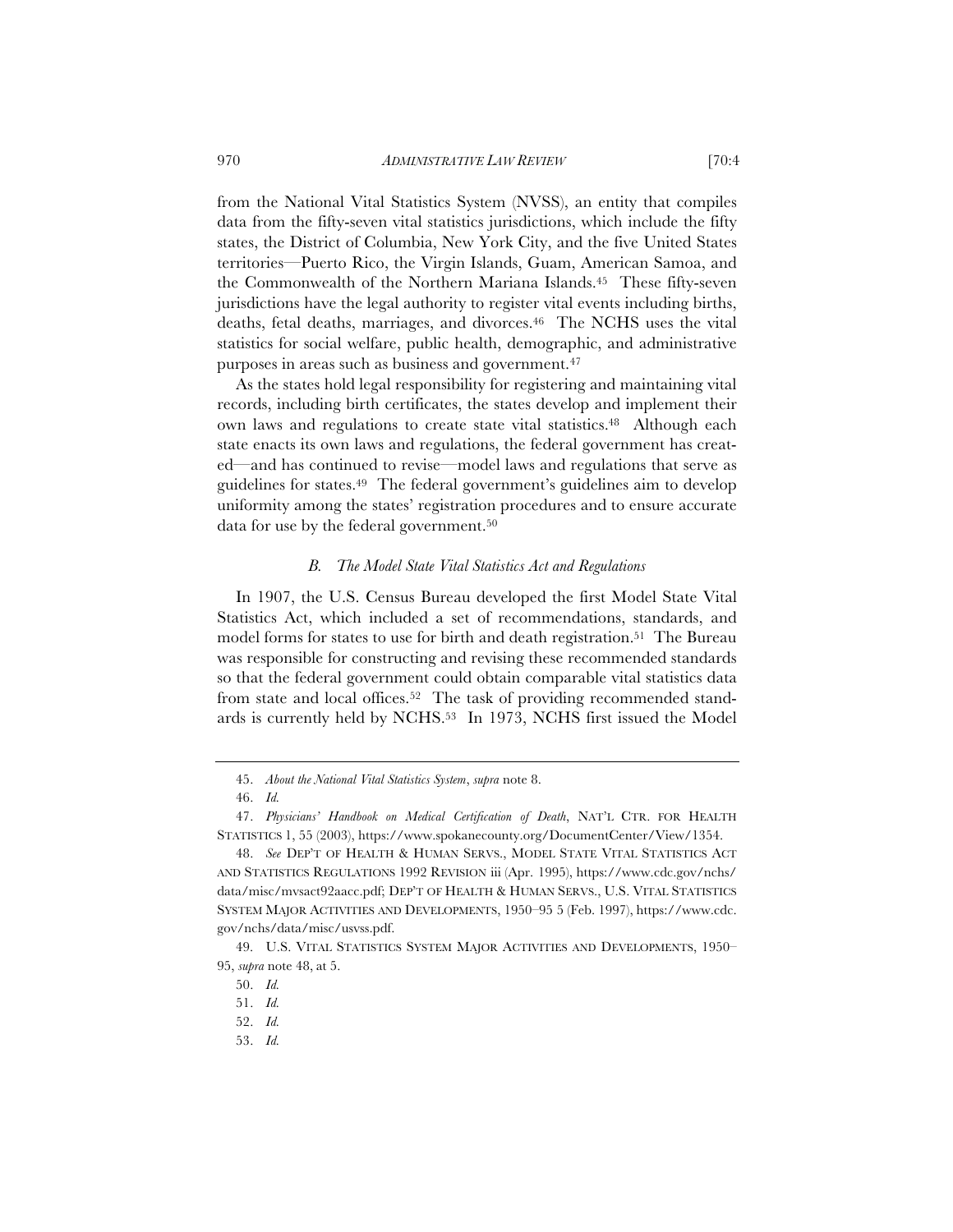from the National Vital Statistics System (NVSS), an entity that compiles data from the fifty-seven vital statistics jurisdictions, which include the fifty states, the District of Columbia, New York City, and the five United States territories—Puerto Rico, the Virgin Islands, Guam, American Samoa, and the Commonwealth of the Northern Mariana Islands.[45] These fifty-seven jurisdictions have the legal authority to register vital events including births, deaths, fetal deaths, marriages, and divorces.[46] The NCHS uses the vital statistics for social welfare, public health, demographic, and administrative purposes in areas such as business and government.[47]

As the states hold legal responsibility for registering and maintaining vital records, including birth certificates, the states develop and implement their own laws and regulations to create state vital statistics.[48] Although each state enacts its own laws and regulations, the federal government has created—and has continued to revise—model laws and regulations that serve as guidelines for states.[49] The federal government's guidelines aim to develop uniformity among the states' registration procedures and to ensure accurate data for use by the federal government.[50]

### *B. The Model State Vital Statistics Act and Regulations*

In 1907, the U.S. Census Bureau developed the first Model State Vital Statistics Act, which included a set of recommendations, standards, and model forms for states to use for birth and death registration.[51] The Bureau was responsible for constructing and revising these recommended standards so that the federal government could obtain comparable vital statistics data from state and local offices.[52] The task of providing recommended standards is currently held by NCHS.[53] In 1973, NCHS first issued the Model

---

45. *About the National Vital Statistics System*, *supra* note 8.

46. *Id.*

47. *Physicians' Handbook on Medical Certification of Death*, NAT'L CTR. FOR HEALTH STATISTICS 1, 55 (2003), https://www.spokanecounty.org/DocumentCenter/View/1354.

48. *See* DEP'T OF HEALTH & HUMAN SERVS., MODEL STATE VITAL STATISTICS ACT AND STATISTICS REGULATIONS 1992 REVISION iii (Apr. 1995), https://www.cdc.gov/nchs/data/misc/mvsact92aacc.pdf; DEP'T OF HEALTH & HUMAN SERVS., U.S. VITAL STATISTICS SYSTEM MAJOR ACTIVITIES AND DEVELOPMENTS, 1950–95 5 (Feb. 1997), https://www.cdc.gov/nchs/data/misc/usvss.pdf.

49. U.S. VITAL STATISTICS SYSTEM MAJOR ACTIVITIES AND DEVELOPMENTS, 1950–95, *supra* note 48, at 5.

50. *Id.*

51. *Id.*

52. *Id.*

53. *Id.*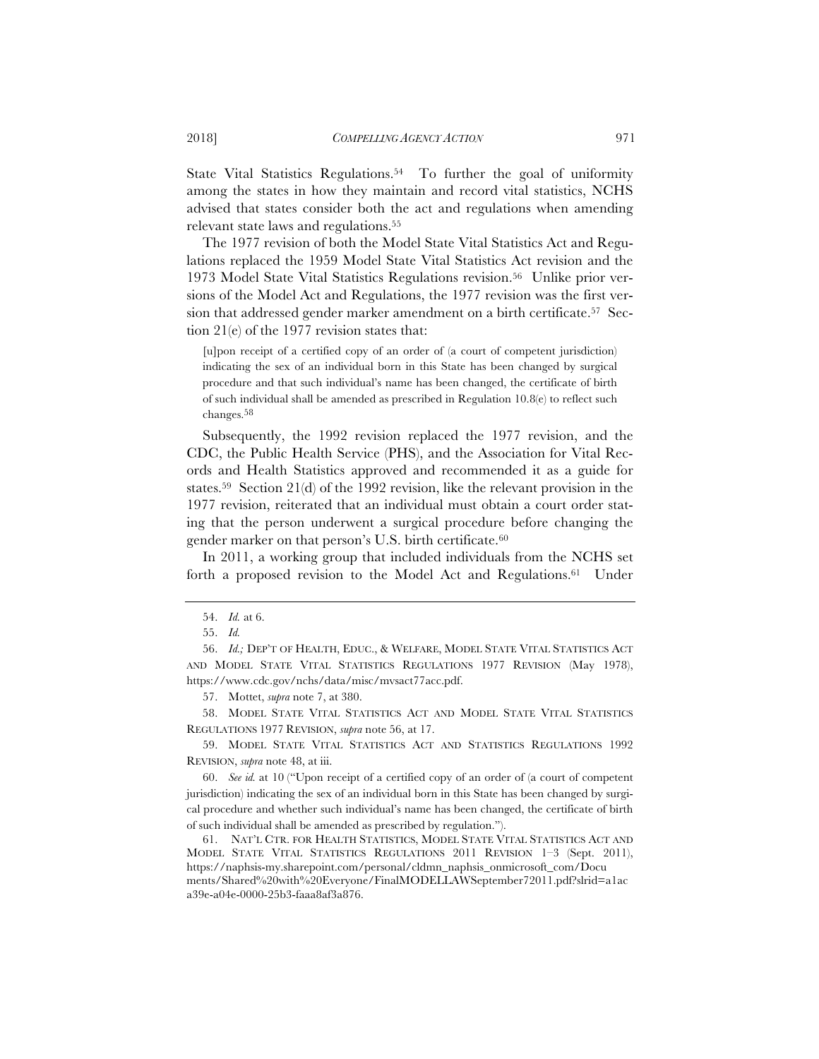State Vital Statistics Regulations.[54] To further the goal of uniformity among the states in how they maintain and record vital statistics, NCHS advised that states consider both the act and regulations when amending relevant state laws and regulations.[55]

The 1977 revision of both the Model State Vital Statistics Act and Regulations replaced the 1959 Model State Vital Statistics Act revision and the 1973 Model State Vital Statistics Regulations revision.[56] Unlike prior versions of the Model Act and Regulations, the 1977 revision was the first version that addressed gender marker amendment on a birth certificate.[57] Section 21(e) of the 1977 revision states that:

> [u]pon receipt of a certified copy of an order of (a court of competent jurisdiction) indicating the sex of an individual born in this State has been changed by surgical procedure and that such individual's name has been changed, the certificate of birth of such individual shall be amended as prescribed in Regulation 10.8(e) to reflect such changes.[58]

Subsequently, the 1992 revision replaced the 1977 revision, and the CDC, the Public Health Service (PHS), and the Association for Vital Records and Health Statistics approved and recommended it as a guide for states.[59] Section 21(d) of the 1992 revision, like the relevant provision in the 1977 revision, reiterated that an individual must obtain a court order stating that the person underwent a surgical procedure before changing the gender marker on that person's U.S. birth certificate.[60]

In 2011, a working group that included individuals from the NCHS set forth a proposed revision to the Model Act and Regulations.[61] Under

---

54. *Id.* at 6.

55. *Id.*

56. *Id.;* DEP'T OF HEALTH, EDUC., & WELFARE, MODEL STATE VITAL STATISTICS ACT AND MODEL STATE VITAL STATISTICS REGULATIONS 1977 REVISION (May 1978), https://www.cdc.gov/nchs/data/misc/mvsact77acc.pdf.

57. Mottet, *supra* note 7, at 380.

58. MODEL STATE VITAL STATISTICS ACT AND MODEL STATE VITAL STATISTICS REGULATIONS 1977 REVISION, *supra* note 56, at 17.

59. MODEL STATE VITAL STATISTICS ACT AND STATISTICS REGULATIONS 1992 REVISION, *supra* note 48, at iii.

60. *See id.* at 10 ("Upon receipt of a certified copy of an order of (a court of competent jurisdiction) indicating the sex of an individual born in this State has been changed by surgical procedure and whether such individual's name has been changed, the certificate of birth of such individual shall be amended as prescribed by regulation.").

61. NAT'L CTR. FOR HEALTH STATISTICS, MODEL STATE VITAL STATISTICS ACT AND MODEL STATE VITAL STATISTICS REGULATIONS 2011 REVISION 1–3 (Sept. 2011), https://naphsis-my.sharepoint.com/personal/cldmn_naphsis_onmicrosoft_com/Documents/Shared%20with%20Everyone/FinalMODELLAWSeptember72011.pdf?slrid=a1aca39e-a04e-0000-25b3-faaa8af3a876.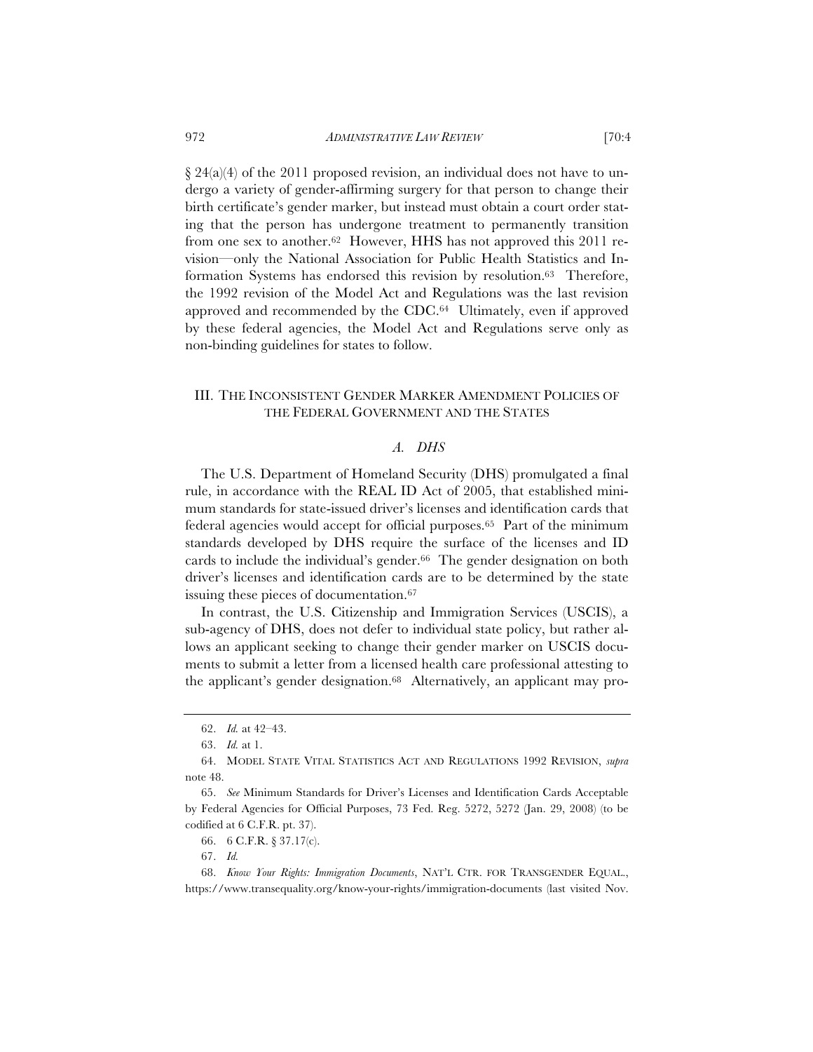§ 24(a)(4) of the 2011 proposed revision, an individual does not have to undergo a variety of gender-affirming surgery for that person to change their birth certificate's gender marker, but instead must obtain a court order stating that the person has undergone treatment to permanently transition from one sex to another.[62] However, HHS has not approved this 2011 revision—only the National Association for Public Health Statistics and Information Systems has endorsed this revision by resolution.[63] Therefore, the 1992 revision of the Model Act and Regulations was the last revision approved and recommended by the CDC.[64] Ultimately, even if approved by these federal agencies, the Model Act and Regulations serve only as non-binding guidelines for states to follow.

## III. THE INCONSISTENT GENDER MARKER AMENDMENT POLICIES OF THE FEDERAL GOVERNMENT AND THE STATES

### *A. DHS*

The U.S. Department of Homeland Security (DHS) promulgated a final rule, in accordance with the REAL ID Act of 2005, that established minimum standards for state-issued driver's licenses and identification cards that federal agencies would accept for official purposes.[65] Part of the minimum standards developed by DHS require the surface of the licenses and ID cards to include the individual's gender.[66] The gender designation on both driver's licenses and identification cards are to be determined by the state issuing these pieces of documentation.[67]

In contrast, the U.S. Citizenship and Immigration Services (USCIS), a sub-agency of DHS, does not defer to individual state policy, but rather allows an applicant seeking to change their gender marker on USCIS documents to submit a letter from a licensed health care professional attesting to the applicant's gender designation.[68] Alternatively, an applicant may pro-

---

62. *Id.* at 42–43.

63. *Id.* at 1.

64. MODEL STATE VITAL STATISTICS ACT AND REGULATIONS 1992 REVISION, *supra* note 48.

65. *See* Minimum Standards for Driver's Licenses and Identification Cards Acceptable by Federal Agencies for Official Purposes, 73 Fed. Reg. 5272, 5272 (Jan. 29, 2008) (to be codified at 6 C.F.R. pt. 37).

66. 6 C.F.R. § 37.17(c).

67. *Id.*

68. *Know Your Rights: Immigration Documents*, NAT'L CTR. FOR TRANSGENDER EQUAL., https://www.transequality.org/know-your-rights/immigration-documents (last visited Nov.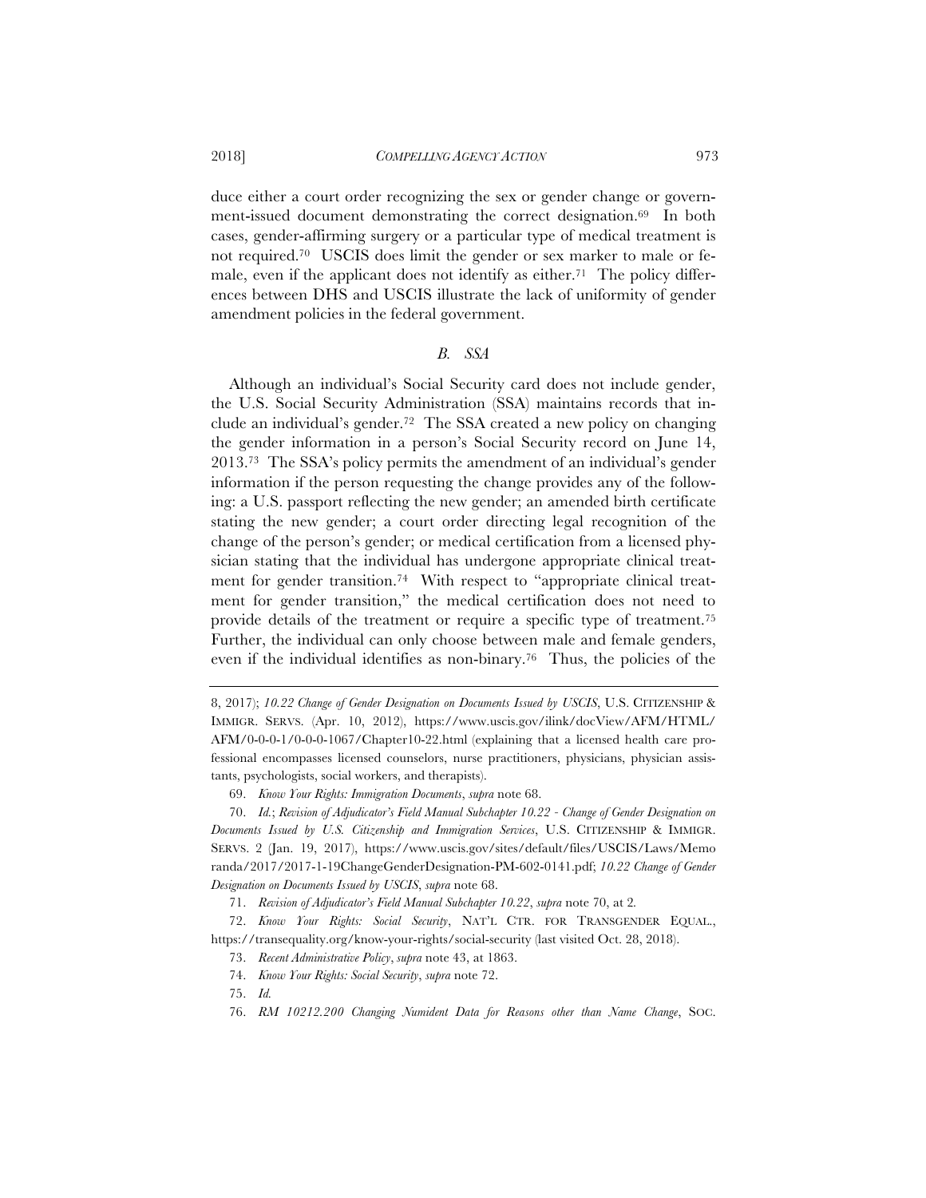duce either a court order recognizing the sex or gender change or government-issued document demonstrating the correct designation.[69] In both cases, gender-affirming surgery or a particular type of medical treatment is not required.[70] USCIS does limit the gender or sex marker to male or female, even if the applicant does not identify as either.[71] The policy differences between DHS and USCIS illustrate the lack of uniformity of gender amendment policies in the federal government.

### *B. SSA*

Although an individual's Social Security card does not include gender, the U.S. Social Security Administration (SSA) maintains records that include an individual's gender.[72] The SSA created a new policy on changing the gender information in a person's Social Security record on June 14, 2013.[73] The SSA's policy permits the amendment of an individual's gender information if the person requesting the change provides any of the following: a U.S. passport reflecting the new gender; an amended birth certificate stating the new gender; a court order directing legal recognition of the change of the person's gender; or medical certification from a licensed physician stating that the individual has undergone appropriate clinical treatment for gender transition.[74] With respect to "appropriate clinical treatment for gender transition," the medical certification does not need to provide details of the treatment or require a specific type of treatment.[75] Further, the individual can only choose between male and female genders, even if the individual identifies as non-binary.[76] Thus, the policies of the

---

8, 2017); *10.22 Change of Gender Designation on Documents Issued by USCIS*, U.S. CITIZENSHIP & IMMIGR. SERVS. (Apr. 10, 2012), https://www.uscis.gov/ilink/docView/AFM/HTML/AFM/0-0-0-1/0-0-0-1067/Chapter10-22.html (explaining that a licensed health care professional encompasses licensed counselors, nurse practitioners, physicians, physician assistants, psychologists, social workers, and therapists).

69. *Know Your Rights: Immigration Documents*, *supra* note 68.

70. *Id.*; *Revision of Adjudicator's Field Manual Subchapter 10.22 - Change of Gender Designation on Documents Issued by U.S. Citizenship and Immigration Services*, U.S. CITIZENSHIP & IMMIGR. SERVS. 2 (Jan. 19, 2017), https://www.uscis.gov/sites/default/files/USCIS/Laws/Memoranda/2017/2017-1-19ChangeGenderDesignation-PM-602-0141.pdf; *10.22 Change of Gender Designation on Documents Issued by USCIS*, *supra* note 68.

71. *Revision of Adjudicator's Field Manual Subchapter 10.22*, *supra* note 70, at 2.

72. *Know Your Rights: Social Security*, NAT'L CTR. FOR TRANSGENDER EQUAL., https://transequality.org/know-your-rights/social-security (last visited Oct. 28, 2018).

73. *Recent Administrative Policy*, *supra* note 43, at 1863.

74. *Know Your Rights: Social Security*, *supra* note 72.

75. *Id.*

76. *RM 10212.200 Changing Numident Data for Reasons other than Name Change*, SOC.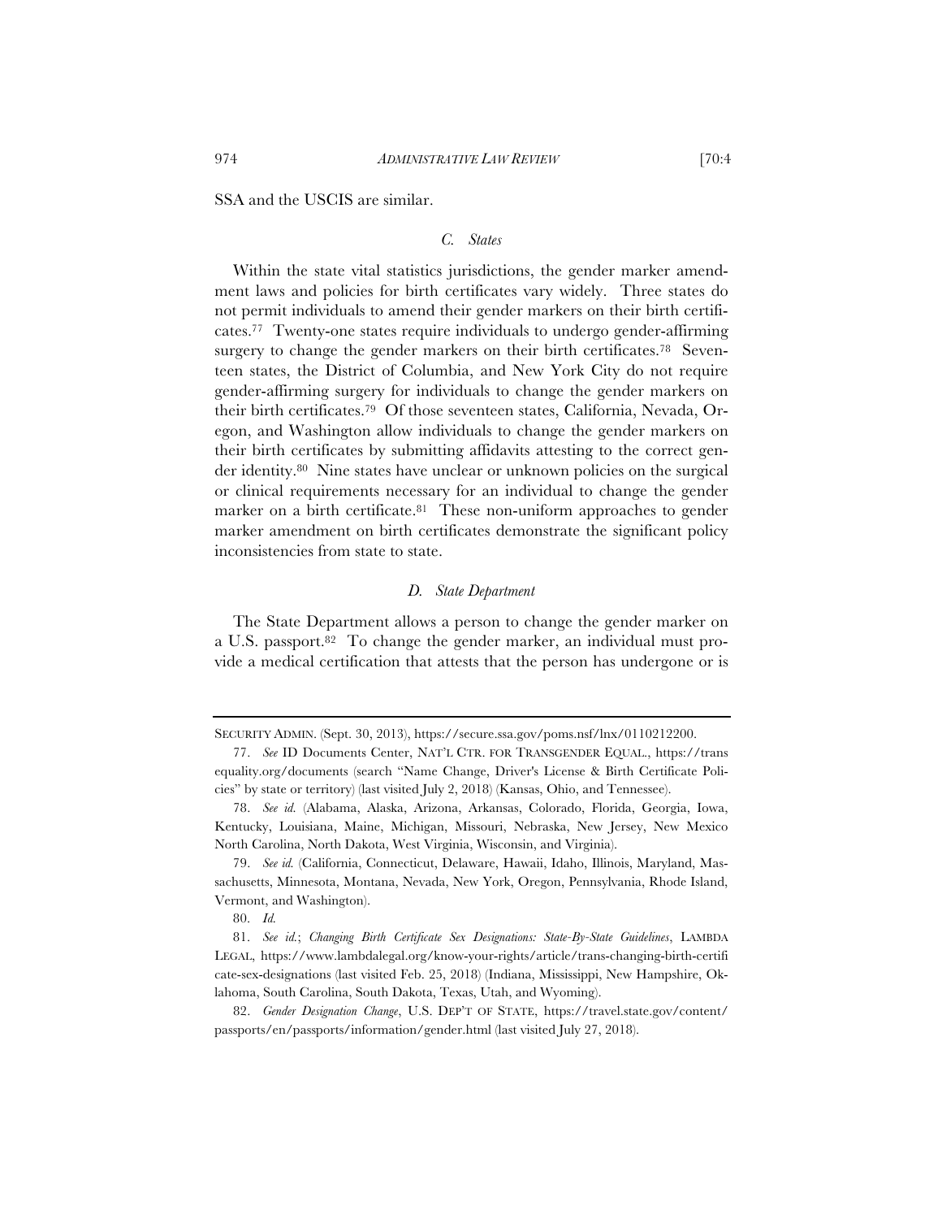SSA and the USCIS are similar.

### C. States

Within the state vital statistics jurisdictions, the gender marker amendment laws and policies for birth certificates vary widely. Three states do not permit individuals to amend their gender markers on their birth certificates.[77] Twenty-one states require individuals to undergo gender-affirming surgery to change the gender markers on their birth certificates.[78] Seventeen states, the District of Columbia, and New York City do not require gender-affirming surgery for individuals to change the gender markers on their birth certificates.[79] Of those seventeen states, California, Nevada, Oregon, and Washington allow individuals to change the gender markers on their birth certificates by submitting affidavits attesting to the correct gender identity.[80] Nine states have unclear or unknown policies on the surgical or clinical requirements necessary for an individual to change the gender marker on a birth certificate.[81] These non-uniform approaches to gender marker amendment on birth certificates demonstrate the significant policy inconsistencies from state to state.

### D. State Department

The State Department allows a person to change the gender marker on a U.S. passport.[82] To change the gender marker, an individual must provide a medical certification that attests that the person has undergone or is

---

SECURITY ADMIN. (Sept. 30, 2013), https://secure.ssa.gov/poms.nsf/lnx/0110212200.

77. *See* ID Documents Center, NAT'L CTR. FOR TRANSGENDER EQUAL., https://transequality.org/documents (search "Name Change, Driver's License & Birth Certificate Policies" by state or territory) (last visited July 2, 2018) (Kansas, Ohio, and Tennessee).

78. *See id.* (Alabama, Alaska, Arizona, Arkansas, Colorado, Florida, Georgia, Iowa, Kentucky, Louisiana, Maine, Michigan, Missouri, Nebraska, New Jersey, New Mexico North Carolina, North Dakota, West Virginia, Wisconsin, and Virginia).

79. *See id.* (California, Connecticut, Delaware, Hawaii, Idaho, Illinois, Maryland, Massachusetts, Minnesota, Montana, Nevada, New York, Oregon, Pennsylvania, Rhode Island, Vermont, and Washington).

80. *Id.*

81. *See id.*; *Changing Birth Certificate Sex Designations: State-By-State Guidelines*, LAMBDA LEGAL, https://www.lambdalegal.org/know-your-rights/article/trans-changing-birth-certificate-sex-designations (last visited Feb. 25, 2018) (Indiana, Mississippi, New Hampshire, Oklahoma, South Carolina, South Dakota, Texas, Utah, and Wyoming).

82. *Gender Designation Change*, U.S. DEP'T OF STATE, https://travel.state.gov/content/passports/en/passports/information/gender.html (last visited July 27, 2018).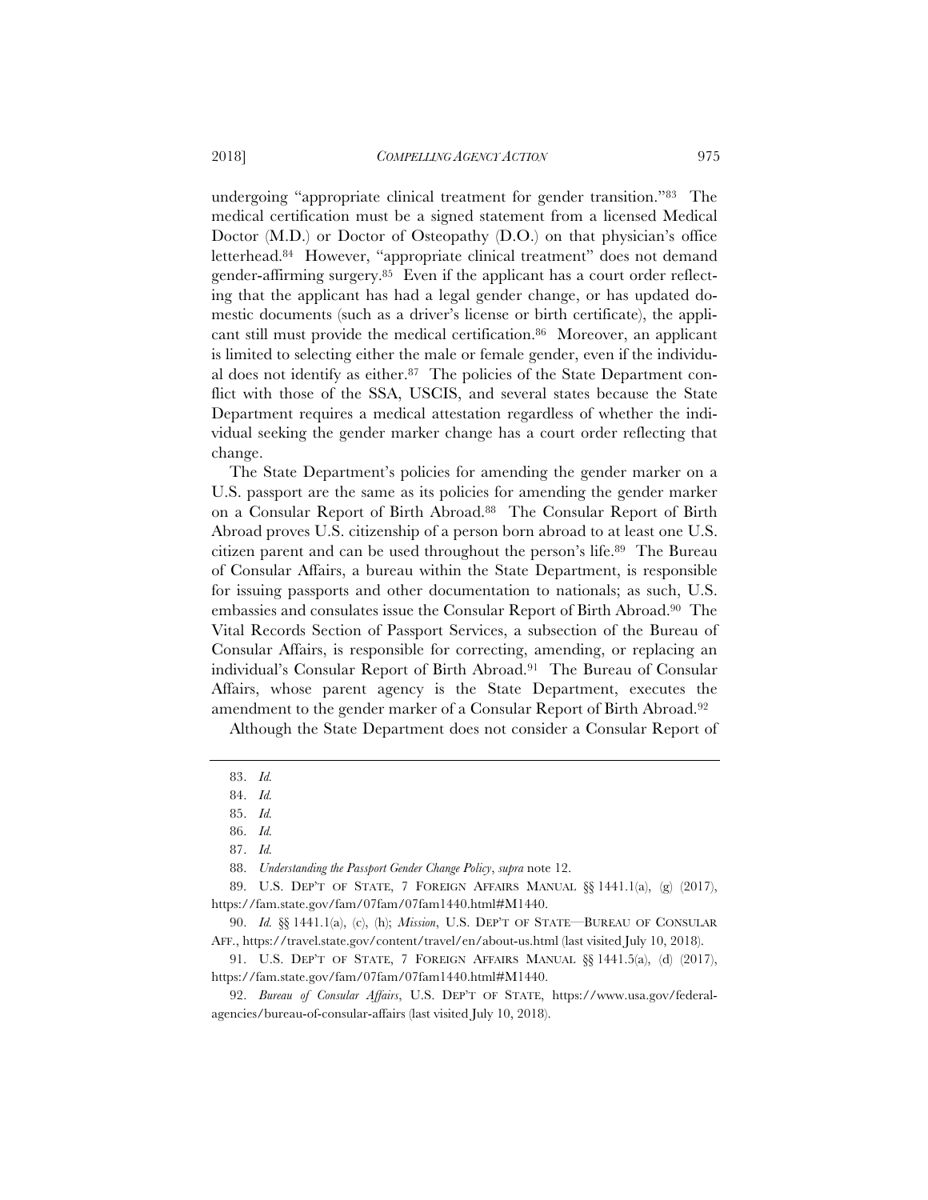undergoing "appropriate clinical treatment for gender transition."[83] The medical certification must be a signed statement from a licensed Medical Doctor (M.D.) or Doctor of Osteopathy (D.O.) on that physician's office letterhead.[84] However, "appropriate clinical treatment" does not demand gender-affirming surgery.[85] Even if the applicant has a court order reflecting that the applicant has had a legal gender change, or has updated domestic documents (such as a driver's license or birth certificate), the applicant still must provide the medical certification.[86] Moreover, an applicant is limited to selecting either the male or female gender, even if the individual does not identify as either.[87] The policies of the State Department conflict with those of the SSA, USCIS, and several states because the State Department requires a medical attestation regardless of whether the individual seeking the gender marker change has a court order reflecting that change.

The State Department's policies for amending the gender marker on a U.S. passport are the same as its policies for amending the gender marker on a Consular Report of Birth Abroad.[88] The Consular Report of Birth Abroad proves U.S. citizenship of a person born abroad to at least one U.S. citizen parent and can be used throughout the person's life.[89] The Bureau of Consular Affairs, a bureau within the State Department, is responsible for issuing passports and other documentation to nationals; as such, U.S. embassies and consulates issue the Consular Report of Birth Abroad.[90] The Vital Records Section of Passport Services, a subsection of the Bureau of Consular Affairs, is responsible for correcting, amending, or replacing an individual's Consular Report of Birth Abroad.[91] The Bureau of Consular Affairs, whose parent agency is the State Department, executes the amendment to the gender marker of a Consular Report of Birth Abroad.[92]

Although the State Department does not consider a Consular Report of

---

83. *Id.*

84. *Id.*

85. *Id.*

86. *Id.*

87. *Id.*

88. *Understanding the Passport Gender Change Policy*, *supra* note 12.

89. U.S. DEP'T OF STATE, 7 FOREIGN AFFAIRS MANUAL §§ 1441.1(a), (g) (2017), https://fam.state.gov/fam/07fam/07fam1440.html#M1440.

90. *Id.* §§ 1441.1(a), (c), (h); *Mission*, U.S. DEP'T OF STATE—BUREAU OF CONSULAR AFF., https://travel.state.gov/content/travel/en/about-us.html (last visited July 10, 2018).

91. U.S. DEP'T OF STATE, 7 FOREIGN AFFAIRS MANUAL §§ 1441.5(a), (d) (2017), https://fam.state.gov/fam/07fam/07fam1440.html#M1440.

92. *Bureau of Consular Affairs*, U.S. DEP'T OF STATE, https://www.usa.gov/federal-agencies/bureau-of-consular-affairs (last visited July 10, 2018).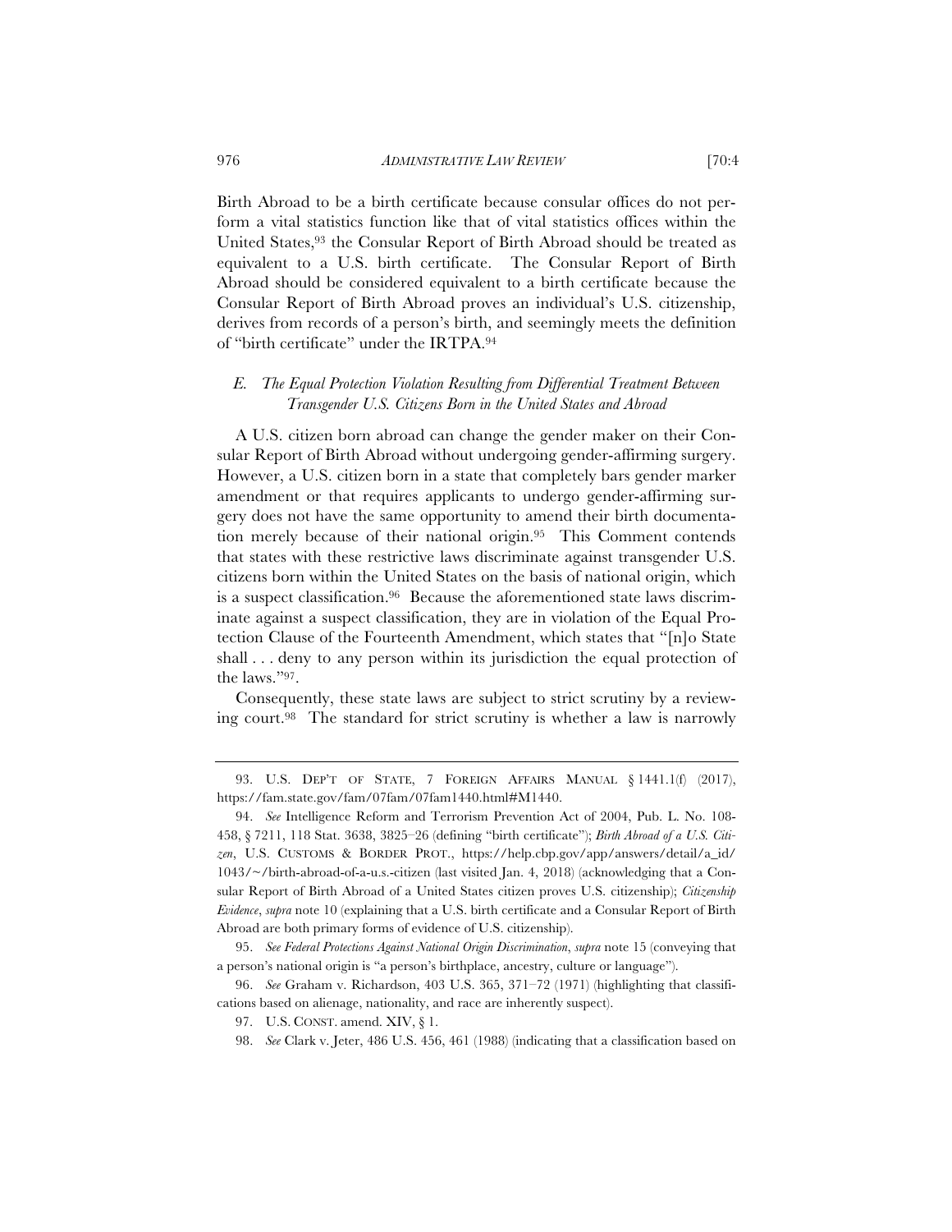Birth Abroad to be a birth certificate because consular offices do not perform a vital statistics function like that of vital statistics offices within the United States,[93] the Consular Report of Birth Abroad should be treated as equivalent to a U.S. birth certificate. The Consular Report of Birth Abroad should be considered equivalent to a birth certificate because the Consular Report of Birth Abroad proves an individual's U.S. citizenship, derives from records of a person's birth, and seemingly meets the definition of "birth certificate" under the IRTPA.[94]

### *E. The Equal Protection Violation Resulting from Differential Treatment Between Transgender U.S. Citizens Born in the United States and Abroad*

A U.S. citizen born abroad can change the gender maker on their Consular Report of Birth Abroad without undergoing gender-affirming surgery. However, a U.S. citizen born in a state that completely bars gender marker amendment or that requires applicants to undergo gender-affirming surgery does not have the same opportunity to amend their birth documentation merely because of their national origin.[95] This Comment contends that states with these restrictive laws discriminate against transgender U.S. citizens born within the United States on the basis of national origin, which is a suspect classification.[96] Because the aforementioned state laws discriminate against a suspect classification, they are in violation of the Equal Protection Clause of the Fourteenth Amendment, which states that "[n]o State shall . . . deny to any person within its jurisdiction the equal protection of the laws."[97].

Consequently, these state laws are subject to strict scrutiny by a reviewing court.[98] The standard for strict scrutiny is whether a law is narrowly

---

93. U.S. DEP'T OF STATE, 7 FOREIGN AFFAIRS MANUAL § 1441.1(f) (2017), https://fam.state.gov/fam/07fam/07fam1440.html#M1440.

94. *See* Intelligence Reform and Terrorism Prevention Act of 2004, Pub. L. No. 108-458, § 7211, 118 Stat. 3638, 3825–26 (defining "birth certificate"); *Birth Abroad of a U.S. Citizen*, U.S. CUSTOMS & BORDER PROT., https://help.cbp.gov/app/answers/detail/a_id/1043/~/birth-abroad-of-a-u.s.-citizen (last visited Jan. 4, 2018) (acknowledging that a Consular Report of Birth Abroad of a United States citizen proves U.S. citizenship); *Citizenship Evidence*, *supra* note 10 (explaining that a U.S. birth certificate and a Consular Report of Birth Abroad are both primary forms of evidence of U.S. citizenship).

95. *See Federal Protections Against National Origin Discrimination*, *supra* note 15 (conveying that a person's national origin is "a person's birthplace, ancestry, culture or language").

96. *See* Graham v. Richardson, 403 U.S. 365, 371–72 (1971) (highlighting that classifications based on alienage, nationality, and race are inherently suspect).

97. U.S. CONST. amend. XIV, § 1.

98. *See* Clark v. Jeter, 486 U.S. 456, 461 (1988) (indicating that a classification based on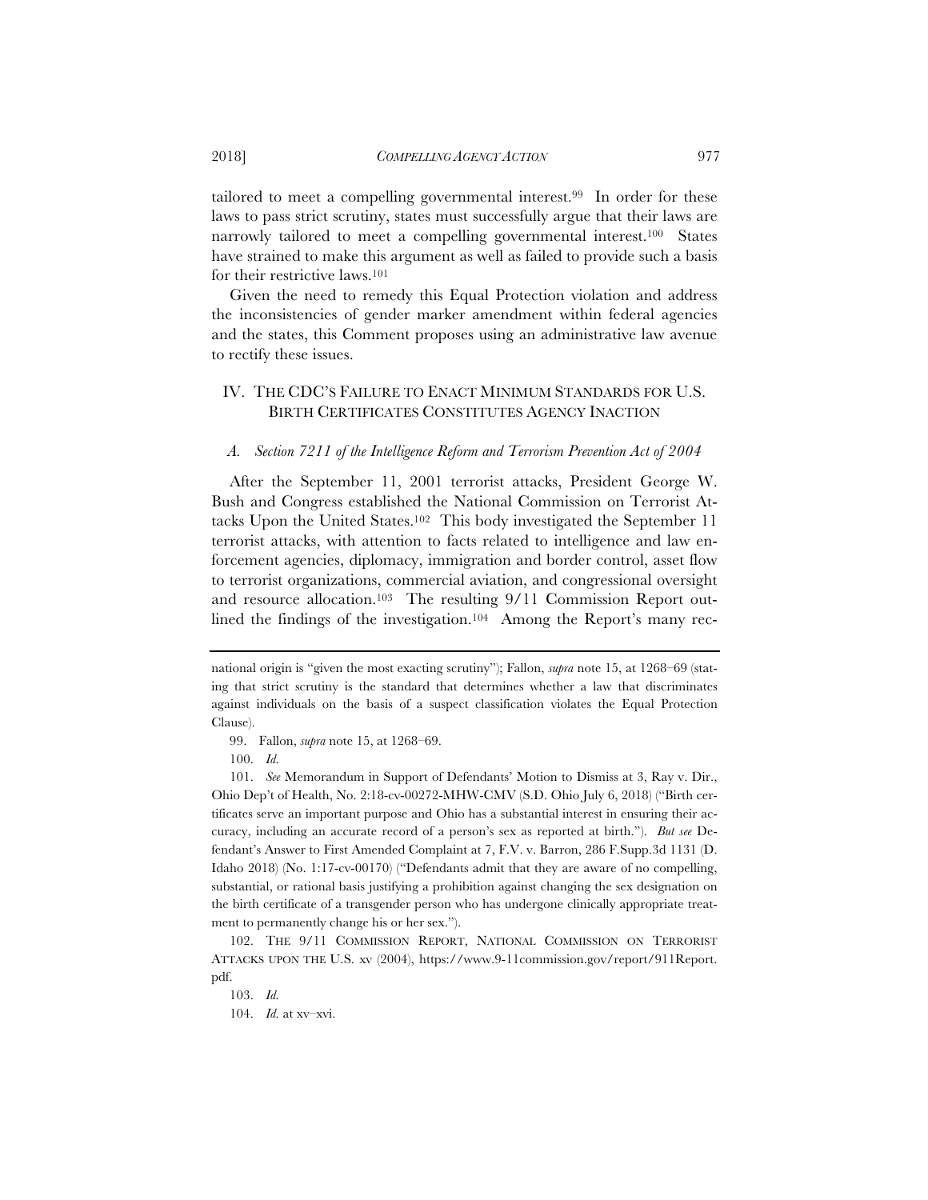tailored to meet a compelling governmental interest.[99] In order for these laws to pass strict scrutiny, states must successfully argue that their laws are narrowly tailored to meet a compelling governmental interest.[100] States have strained to make this argument as well as failed to provide such a basis for their restrictive laws.[101]

Given the need to remedy this Equal Protection violation and address the inconsistencies of gender marker amendment within federal agencies and the states, this Comment proposes using an administrative law avenue to rectify these issues.

## IV. THE CDC'S FAILURE TO ENACT MINIMUM STANDARDS FOR U.S. BIRTH CERTIFICATES CONSTITUTES AGENCY INACTION

### A. *Section 7211 of the Intelligence Reform and Terrorism Prevention Act of 2004*

After the September 11, 2001 terrorist attacks, President George W. Bush and Congress established the National Commission on Terrorist Attacks Upon the United States.[102] This body investigated the September 11 terrorist attacks, with attention to facts related to intelligence and law enforcement agencies, diplomacy, immigration and border control, asset flow to terrorist organizations, commercial aviation, and congressional oversight and resource allocation.[103] The resulting 9/11 Commission Report outlined the findings of the investigation.[104] Among the Report's many rec-

---

national origin is "given the most exacting scrutiny"); Fallon, *supra* note 15, at 1268–69 (stating that strict scrutiny is the standard that determines whether a law that discriminates against individuals on the basis of a suspect classification violates the Equal Protection Clause).

99. Fallon, *supra* note 15, at 1268–69.

100. *Id.*

101. *See* Memorandum in Support of Defendants' Motion to Dismiss at 3, Ray v. Dir., Ohio Dep't of Health, No. 2:18-cv-00272-MHW-CMV (S.D. Ohio July 6, 2018) ("Birth certificates serve an important purpose and Ohio has a substantial interest in ensuring their accuracy, including an accurate record of a person's sex as reported at birth."). *But see* Defendant's Answer to First Amended Complaint at 7, F.V. v. Barron, 286 F.Supp.3d 1131 (D. Idaho 2018) (No. 1:17-cv-00170) ("Defendants admit that they are aware of no compelling, substantial, or rational basis justifying a prohibition against changing the sex designation on the birth certificate of a transgender person who has undergone clinically appropriate treatment to permanently change his or her sex.").

102. THE 9/11 COMMISSION REPORT, NATIONAL COMMISSION ON TERRORIST ATTACKS UPON THE U.S. xv (2004), https://www.9-11commission.gov/report/911Report.pdf.

103. *Id.*

104. *Id.* at xv–xvi.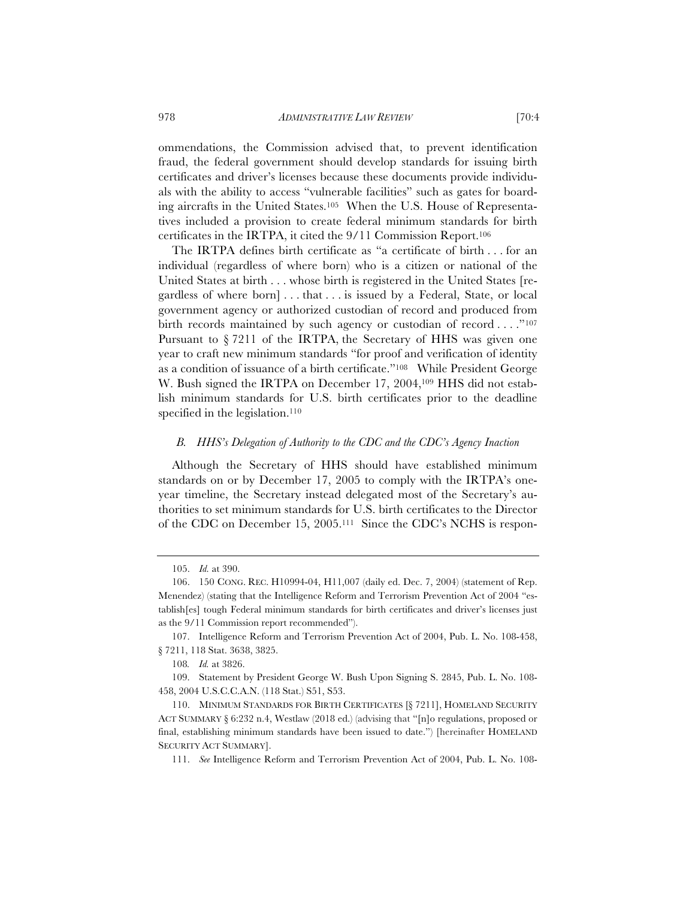ommendations, the Commission advised that, to prevent identification fraud, the federal government should develop standards for issuing birth certificates and driver's licenses because these documents provide individuals with the ability to access "vulnerable facilities" such as gates for boarding aircrafts in the United States.[105] When the U.S. House of Representatives included a provision to create federal minimum standards for birth certificates in the IRTPA, it cited the 9/11 Commission Report.[106]

The IRTPA defines birth certificate as "a certificate of birth . . . for an individual (regardless of where born) who is a citizen or national of the United States at birth . . . whose birth is registered in the United States [regardless of where born] . . . that . . . is issued by a Federal, State, or local government agency or authorized custodian of record and produced from birth records maintained by such agency or custodian of record . . . ."[107] Pursuant to § 7211 of the IRTPA, the Secretary of HHS was given one year to craft new minimum standards "for proof and verification of identity as a condition of issuance of a birth certificate."[108] While President George W. Bush signed the IRTPA on December 17, 2004,[109] HHS did not establish minimum standards for U.S. birth certificates prior to the deadline specified in the legislation.[110]

### *B. HHS's Delegation of Authority to the CDC and the CDC's Agency Inaction*

Although the Secretary of HHS should have established minimum standards on or by December 17, 2005 to comply with the IRTPA's one-year timeline, the Secretary instead delegated most of the Secretary's authorities to set minimum standards for U.S. birth certificates to the Director of the CDC on December 15, 2005.[111] Since the CDC's NCHS is respon-

---

105. *Id.* at 390.

106. 150 CONG. REC. H10994-04, H11,007 (daily ed. Dec. 7, 2004) (statement of Rep. Menendez) (stating that the Intelligence Reform and Terrorism Prevention Act of 2004 "establish[es] tough Federal minimum standards for birth certificates and driver's licenses just as the 9/11 Commission report recommended").

107. Intelligence Reform and Terrorism Prevention Act of 2004, Pub. L. No. 108-458, § 7211, 118 Stat. 3638, 3825.

108. *Id.* at 3826.

109. Statement by President George W. Bush Upon Signing S. 2845, Pub. L. No. 108-458, 2004 U.S.C.C.A.N. (118 Stat.) S51, S53.

110. MINIMUM STANDARDS FOR BIRTH CERTIFICATES [§ 7211], HOMELAND SECURITY ACT SUMMARY § 6:232 n.4, Westlaw (2018 ed.) (advising that "[n]o regulations, proposed or final, establishing minimum standards have been issued to date.") [hereinafter HOMELAND SECURITY ACT SUMMARY].

111. *See* Intelligence Reform and Terrorism Prevention Act of 2004, Pub. L. No. 108-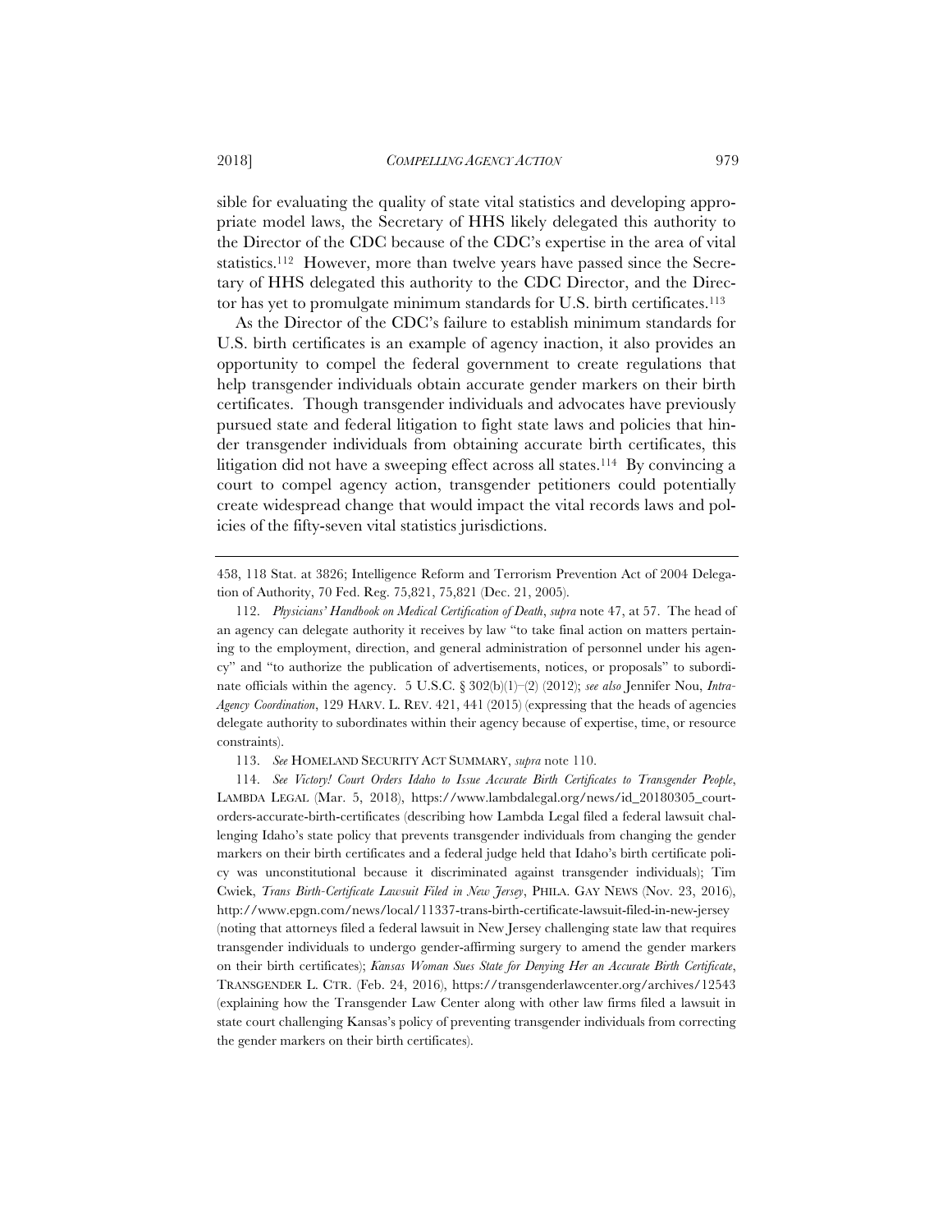sible for evaluating the quality of state vital statistics and developing appropriate model laws, the Secretary of HHS likely delegated this authority to the Director of the CDC because of the CDC's expertise in the area of vital statistics.[112] However, more than twelve years have passed since the Secretary of HHS delegated this authority to the CDC Director, and the Director has yet to promulgate minimum standards for U.S. birth certificates.[113]

As the Director of the CDC's failure to establish minimum standards for U.S. birth certificates is an example of agency inaction, it also provides an opportunity to compel the federal government to create regulations that help transgender individuals obtain accurate gender markers on their birth certificates. Though transgender individuals and advocates have previously pursued state and federal litigation to fight state laws and policies that hinder transgender individuals from obtaining accurate birth certificates, this litigation did not have a sweeping effect across all states.[114] By convincing a court to compel agency action, transgender petitioners could potentially create widespread change that would impact the vital records laws and policies of the fifty-seven vital statistics jurisdictions.

---

458, 118 Stat. at 3826; Intelligence Reform and Terrorism Prevention Act of 2004 Delegation of Authority, 70 Fed. Reg. 75,821, 75,821 (Dec. 21, 2005).

112. *Physicians' Handbook on Medical Certification of Death*, *supra* note 47, at 57. The head of an agency can delegate authority it receives by law "to take final action on matters pertaining to the employment, direction, and general administration of personnel under his agency" and "to authorize the publication of advertisements, notices, or proposals" to subordinate officials within the agency. 5 U.S.C. § 302(b)(1)–(2) (2012); *see also* Jennifer Nou, *Intra-Agency Coordination*, 129 HARV. L. REV. 421, 441 (2015) (expressing that the heads of agencies delegate authority to subordinates within their agency because of expertise, time, or resource constraints).

113. *See* HOMELAND SECURITY ACT SUMMARY, *supra* note 110.

114. *See Victory! Court Orders Idaho to Issue Accurate Birth Certificates to Transgender People*, LAMBDA LEGAL (Mar. 5, 2018), https://www.lambdalegal.org/news/id_20180305_court-orders-accurate-birth-certificates (describing how Lambda Legal filed a federal lawsuit challenging Idaho's state policy that prevents transgender individuals from changing the gender markers on their birth certificates and a federal judge held that Idaho's birth certificate policy was unconstitutional because it discriminated against transgender individuals); Tim Cwiek, *Trans Birth-Certificate Lawsuit Filed in New Jersey*, PHILA. GAY NEWS (Nov. 23, 2016), http://www.epgn.com/news/local/11337-trans-birth-certificate-lawsuit-filed-in-new-jersey (noting that attorneys filed a federal lawsuit in New Jersey challenging state law that requires transgender individuals to undergo gender-affirming surgery to amend the gender markers on their birth certificates); *Kansas Woman Sues State for Denying Her an Accurate Birth Certificate*, TRANSGENDER L. CTR. (Feb. 24, 2016), https://transgenderlawcenter.org/archives/12543 (explaining how the Transgender Law Center along with other law firms filed a lawsuit in state court challenging Kansas's policy of preventing transgender individuals from correcting the gender markers on their birth certificates).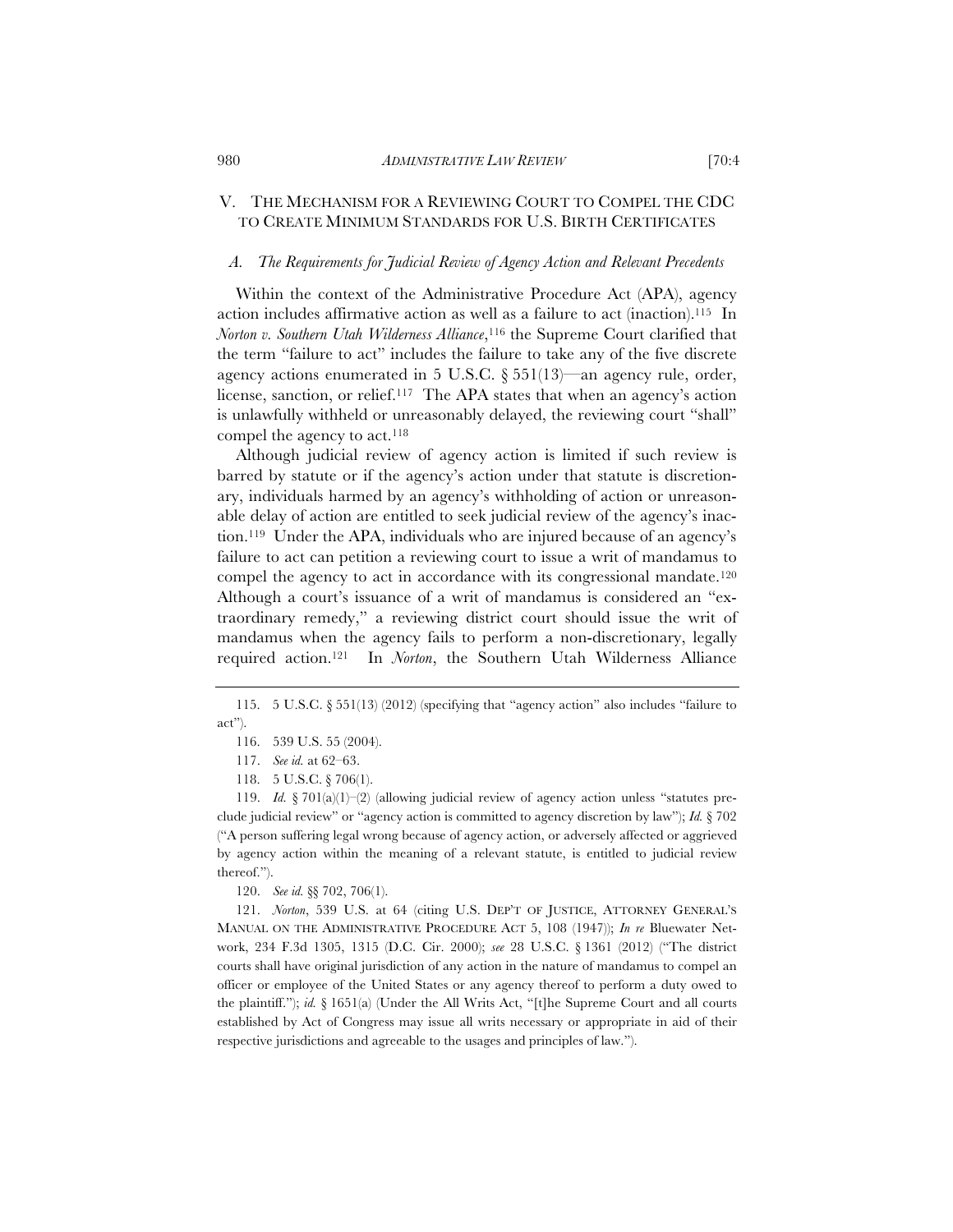## V. The Mechanism for a Reviewing Court to Compel the CDC to Create Minimum Standards for U.S. Birth Certificates

### A. *The Requirements for Judicial Review of Agency Action and Relevant Precedents*

Within the context of the Administrative Procedure Act (APA), agency action includes affirmative action as well as a failure to act (inaction).[115] In *Norton v. Southern Utah Wilderness Alliance*,[116] the Supreme Court clarified that the term "failure to act" includes the failure to take any of the five discrete agency actions enumerated in 5 U.S.C. § 551(13)—an agency rule, order, license, sanction, or relief.[117] The APA states that when an agency's action is unlawfully withheld or unreasonably delayed, the reviewing court "shall" compel the agency to act.[118]

Although judicial review of agency action is limited if such review is barred by statute or if the agency's action under that statute is discretionary, individuals harmed by an agency's withholding of action or unreasonable delay of action are entitled to seek judicial review of the agency's inaction.[119] Under the APA, individuals who are injured because of an agency's failure to act can petition a reviewing court to issue a writ of mandamus to compel the agency to act in accordance with its congressional mandate.[120] Although a court's issuance of a writ of mandamus is considered an "extraordinary remedy," a reviewing district court should issue the writ of mandamus when the agency fails to perform a non-discretionary, legally required action.[121] In *Norton*, the Southern Utah Wilderness Alliance

---

115. 5 U.S.C. § 551(13) (2012) (specifying that "agency action" also includes "failure to act").

116. 539 U.S. 55 (2004).

117. *See id.* at 62–63.

118. 5 U.S.C. § 706(1).

119. *Id.* § 701(a)(1)–(2) (allowing judicial review of agency action unless "statutes preclude judicial review" or "agency action is committed to agency discretion by law"); *Id.* § 702 ("A person suffering legal wrong because of agency action, or adversely affected or aggrieved by agency action within the meaning of a relevant statute, is entitled to judicial review thereof.").

120. *See id.* §§ 702, 706(1).

121. *Norton*, 539 U.S. at 64 (citing U.S. DEP'T OF JUSTICE, ATTORNEY GENERAL'S MANUAL ON THE ADMINISTRATIVE PROCEDURE ACT 5, 108 (1947)); *In re* Bluewater Network, 234 F.3d 1305, 1315 (D.C. Cir. 2000); *see* 28 U.S.C. § 1361 (2012) ("The district courts shall have original jurisdiction of any action in the nature of mandamus to compel an officer or employee of the United States or any agency thereof to perform a duty owed to the plaintiff."); *id.* § 1651(a) (Under the All Writs Act, "[t]he Supreme Court and all courts established by Act of Congress may issue all writs necessary or appropriate in aid of their respective jurisdictions and agreeable to the usages and principles of law.").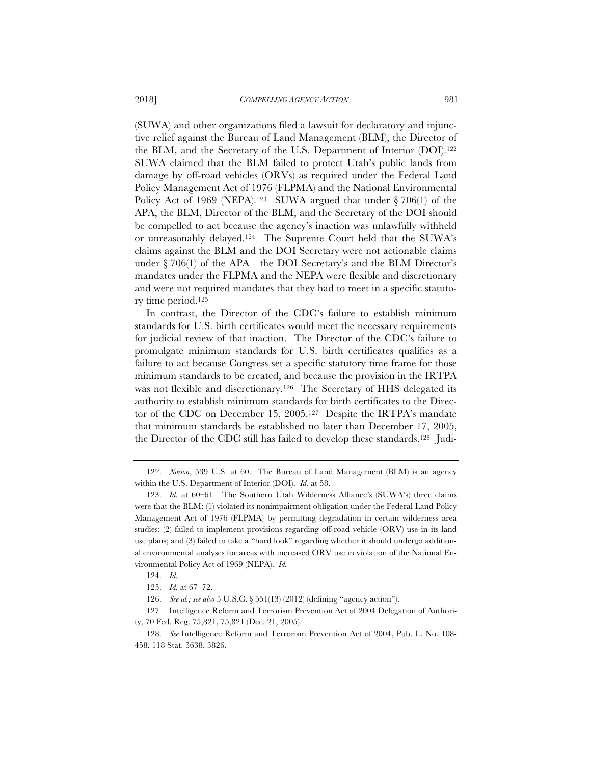(SUWA) and other organizations filed a lawsuit for declaratory and injunctive relief against the Bureau of Land Management (BLM), the Director of the BLM, and the Secretary of the U.S. Department of Interior (DOI).[122] SUWA claimed that the BLM failed to protect Utah's public lands from damage by off-road vehicles (ORVs) as required under the Federal Land Policy Management Act of 1976 (FLPMA) and the National Environmental Policy Act of 1969 (NEPA).[123] SUWA argued that under § 706(1) of the APA, the BLM, Director of the BLM, and the Secretary of the DOI should be compelled to act because the agency's inaction was unlawfully withheld or unreasonably delayed.[124] The Supreme Court held that the SUWA's claims against the BLM and the DOI Secretary were not actionable claims under § 706(1) of the APA—the DOI Secretary's and the BLM Director's mandates under the FLPMA and the NEPA were flexible and discretionary and were not required mandates that they had to meet in a specific statutory time period.[125]

In contrast, the Director of the CDC's failure to establish minimum standards for U.S. birth certificates would meet the necessary requirements for judicial review of that inaction. The Director of the CDC's failure to promulgate minimum standards for U.S. birth certificates qualifies as a failure to act because Congress set a specific statutory time frame for those minimum standards to be created, and because the provision in the IRTPA was not flexible and discretionary.[126] The Secretary of HHS delegated its authority to establish minimum standards for birth certificates to the Director of the CDC on December 15, 2005.[127] Despite the IRTPA's mandate that minimum standards be established no later than December 17, 2005, the Director of the CDC still has failed to develop these standards.[128] Judi-

---

122. *Norton*, 539 U.S. at 60. The Bureau of Land Management (BLM) is an agency within the U.S. Department of Interior (DOI). *Id.* at 58.

123. *Id.* at 60–61. The Southern Utah Wilderness Alliance's (SUWA's) three claims were that the BLM: (1) violated its nonimpairment obligation under the Federal Land Policy Management Act of 1976 (FLPMA) by permitting degradation in certain wilderness area studies; (2) failed to implement provisions regarding off-road vehicle (ORV) use in its land use plans; and (3) failed to take a "hard look" regarding whether it should undergo additional environmental analyses for areas with increased ORV use in violation of the National Environmental Policy Act of 1969 (NEPA). *Id.*

124. *Id.*

125. *Id.* at 67–72.

126. *See id.; see also* 5 U.S.C. § 551(13) (2012) (defining "agency action").

127. Intelligence Reform and Terrorism Prevention Act of 2004 Delegation of Authority, 70 Fed. Reg. 75,821, 75,821 (Dec. 21, 2005).

128. *See* Intelligence Reform and Terrorism Prevention Act of 2004, Pub. L. No. 108-458, 118 Stat. 3638, 3826.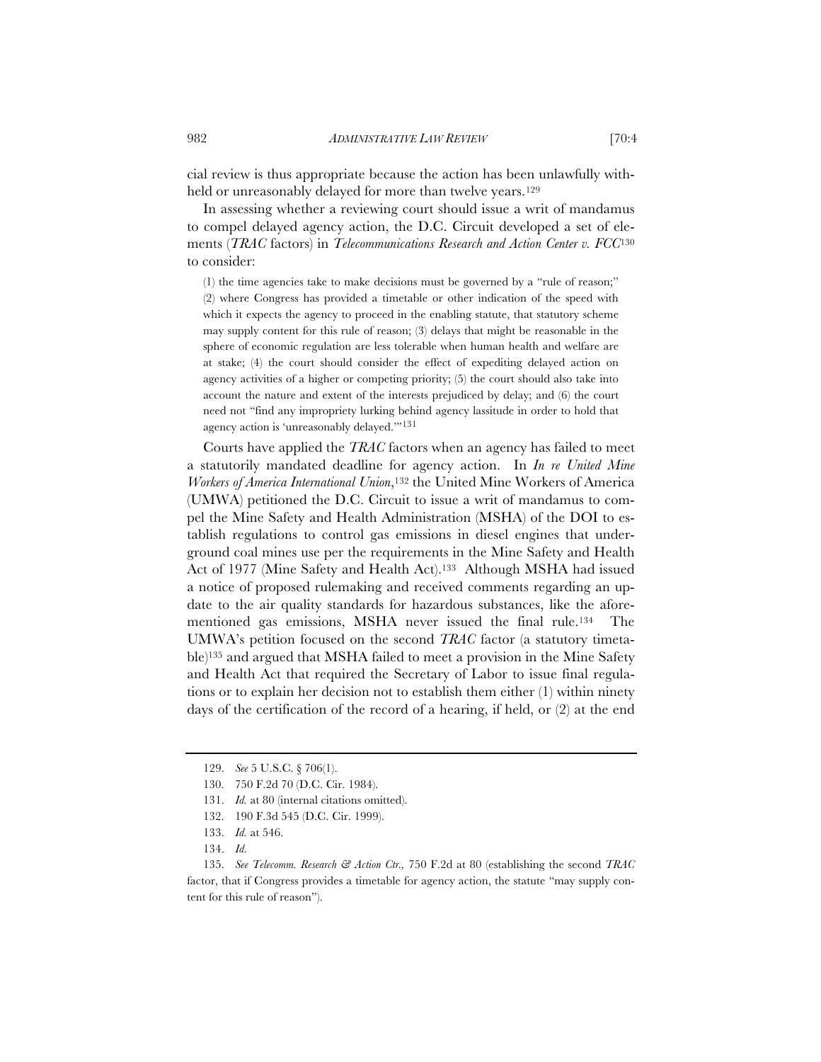cial review is thus appropriate because the action has been unlawfully withheld or unreasonably delayed for more than twelve years.[129]

In assessing whether a reviewing court should issue a writ of mandamus to compel delayed agency action, the D.C. Circuit developed a set of elements (*TRAC* factors) in *Telecommunications Research and Action Center v. FCC*[130] to consider:

> (1) the time agencies take to make decisions must be governed by a "rule of reason;" (2) where Congress has provided a timetable or other indication of the speed with which it expects the agency to proceed in the enabling statute, that statutory scheme may supply content for this rule of reason; (3) delays that might be reasonable in the sphere of economic regulation are less tolerable when human health and welfare are at stake; (4) the court should consider the effect of expediting delayed action on agency activities of a higher or competing priority; (5) the court should also take into account the nature and extent of the interests prejudiced by delay; and (6) the court need not "find any impropriety lurking behind agency lassitude in order to hold that agency action is 'unreasonably delayed.'"[131]

Courts have applied the *TRAC* factors when an agency has failed to meet a statutorily mandated deadline for agency action. In *In re United Mine Workers of America International Union*,[132] the United Mine Workers of America (UMWA) petitioned the D.C. Circuit to issue a writ of mandamus to compel the Mine Safety and Health Administration (MSHA) of the DOI to establish regulations to control gas emissions in diesel engines that underground coal mines use per the requirements in the Mine Safety and Health Act of 1977 (Mine Safety and Health Act).[133] Although MSHA had issued a notice of proposed rulemaking and received comments regarding an update to the air quality standards for hazardous substances, like the aforementioned gas emissions, MSHA never issued the final rule.[134] The UMWA's petition focused on the second *TRAC* factor (a statutory timetable)[135] and argued that MSHA failed to meet a provision in the Mine Safety and Health Act that required the Secretary of Labor to issue final regulations or to explain her decision not to establish them either (1) within ninety days of the certification of the record of a hearing, if held, or (2) at the end

---

129. *See* 5 U.S.C. § 706(1).

130. 750 F.2d 70 (D.C. Cir. 1984).

131. *Id.* at 80 (internal citations omitted).

132. 190 F.3d 545 (D.C. Cir. 1999).

133. *Id.* at 546.

134. *Id.*

135. *See Telecomm. Research & Action Ctr.*, 750 F.2d at 80 (establishing the second *TRAC* factor, that if Congress provides a timetable for agency action, the statute "may supply content for this rule of reason").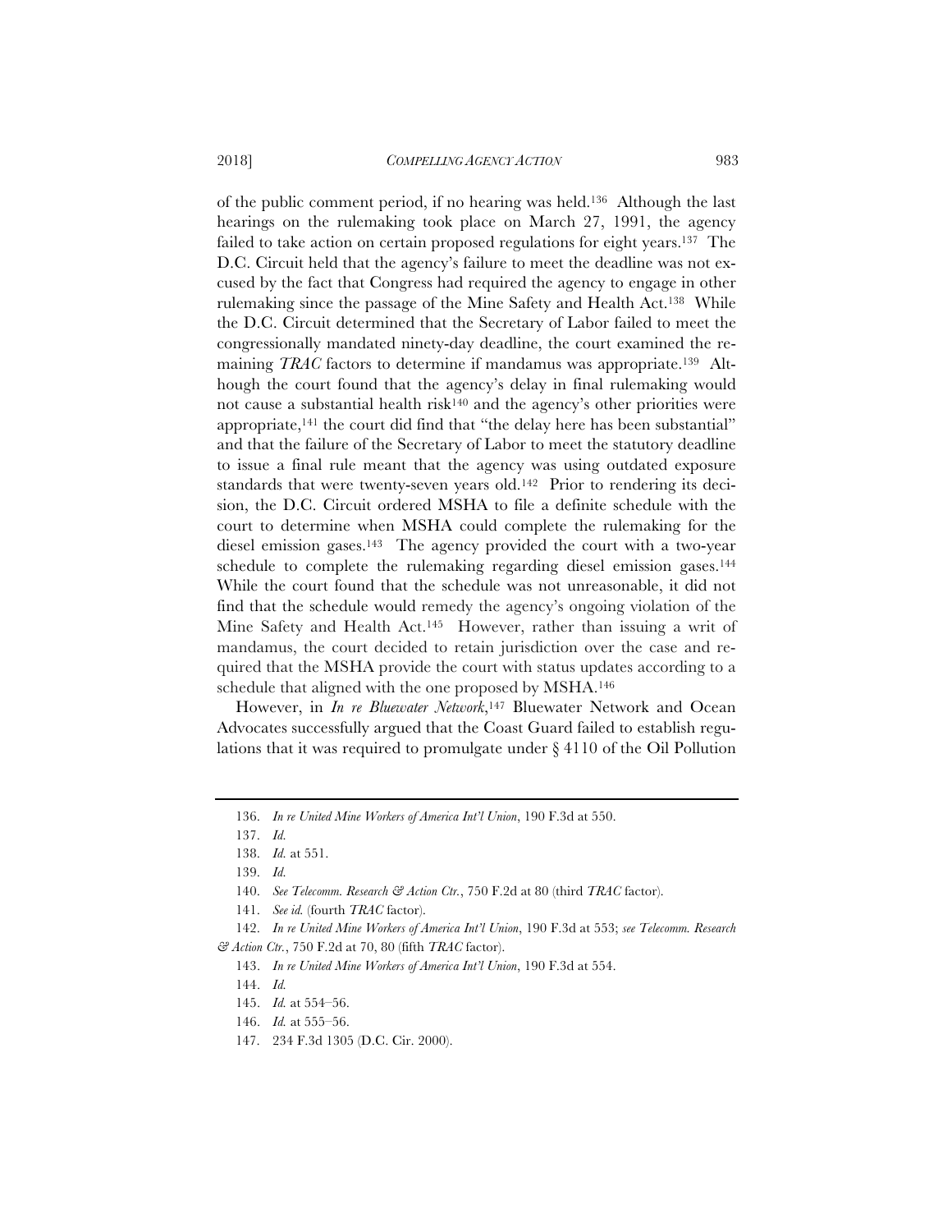of the public comment period, if no hearing was held.[136] Although the last hearings on the rulemaking took place on March 27, 1991, the agency failed to take action on certain proposed regulations for eight years.[137] The D.C. Circuit held that the agency's failure to meet the deadline was not excused by the fact that Congress had required the agency to engage in other rulemaking since the passage of the Mine Safety and Health Act.[138] While the D.C. Circuit determined that the Secretary of Labor failed to meet the congressionally mandated ninety-day deadline, the court examined the remaining *TRAC* factors to determine if mandamus was appropriate.[139] Although the court found that the agency's delay in final rulemaking would not cause a substantial health risk[140] and the agency's other priorities were appropriate,[141] the court did find that "the delay here has been substantial" and that the failure of the Secretary of Labor to meet the statutory deadline to issue a final rule meant that the agency was using outdated exposure standards that were twenty-seven years old.[142] Prior to rendering its decision, the D.C. Circuit ordered MSHA to file a definite schedule with the court to determine when MSHA could complete the rulemaking for the diesel emission gases.[143] The agency provided the court with a two-year schedule to complete the rulemaking regarding diesel emission gases.[144] While the court found that the schedule was not unreasonable, it did not find that the schedule would remedy the agency's ongoing violation of the Mine Safety and Health Act.[145] However, rather than issuing a writ of mandamus, the court decided to retain jurisdiction over the case and required that the MSHA provide the court with status updates according to a schedule that aligned with the one proposed by MSHA.[146]

However, in *In re Bluewater Network*,[147] Bluewater Network and Ocean Advocates successfully argued that the Coast Guard failed to establish regulations that it was required to promulgate under § 4110 of the Oil Pollution

---

136. *In re United Mine Workers of America Int'l Union*, 190 F.3d at 550.

137. *Id.*

138. *Id.* at 551.

139. *Id.*

140. *See Telecomm. Research & Action Ctr.*, 750 F.2d at 80 (third *TRAC* factor).

141. *See id.* (fourth *TRAC* factor).

142. *In re United Mine Workers of America Int'l Union*, 190 F.3d at 553; *see Telecomm. Research & Action Ctr.*, 750 F.2d at 70, 80 (fifth *TRAC* factor).

143. *In re United Mine Workers of America Int'l Union*, 190 F.3d at 554.

144. *Id.*

145. *Id.* at 554–56.

146. *Id.* at 555–56.

147. 234 F.3d 1305 (D.C. Cir. 2000).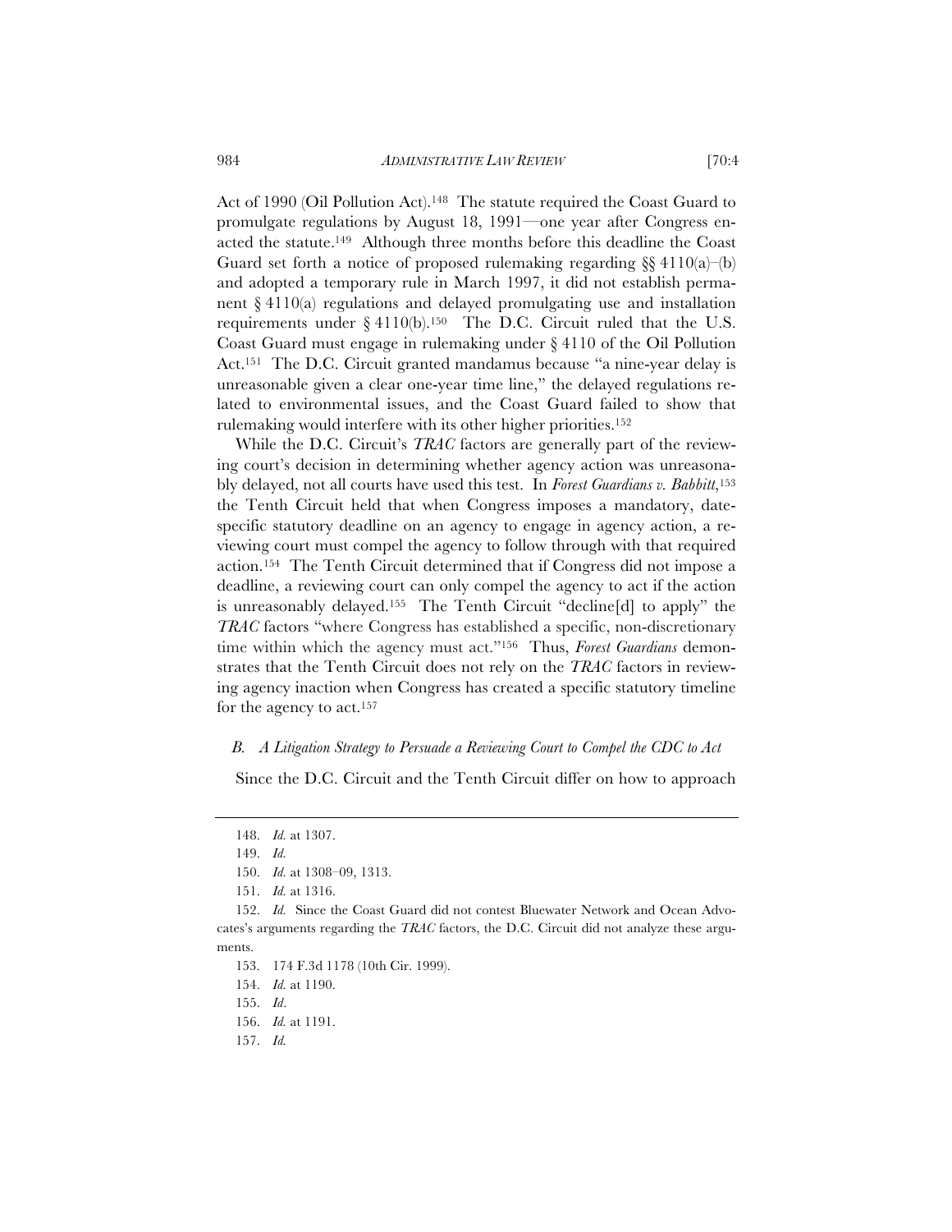Act of 1990 (Oil Pollution Act).[148] The statute required the Coast Guard to promulgate regulations by August 18, 1991—one year after Congress enacted the statute.[149] Although three months before this deadline the Coast Guard set forth a notice of proposed rulemaking regarding §§ 4110(a)–(b) and adopted a temporary rule in March 1997, it did not establish permanent § 4110(a) regulations and delayed promulgating use and installation requirements under § 4110(b).[150] The D.C. Circuit ruled that the U.S. Coast Guard must engage in rulemaking under § 4110 of the Oil Pollution Act.[151] The D.C. Circuit granted mandamus because "a nine-year delay is unreasonable given a clear one-year time line," the delayed regulations related to environmental issues, and the Coast Guard failed to show that rulemaking would interfere with its other higher priorities.[152]

While the D.C. Circuit's *TRAC* factors are generally part of the reviewing court's decision in determining whether agency action was unreasonably delayed, not all courts have used this test. In *Forest Guardians v. Babbitt*,[153] the Tenth Circuit held that when Congress imposes a mandatory, date-specific statutory deadline on an agency to engage in agency action, a reviewing court must compel the agency to follow through with that required action.[154] The Tenth Circuit determined that if Congress did not impose a deadline, a reviewing court can only compel the agency to act if the action is unreasonably delayed.[155] The Tenth Circuit "decline[d] to apply" the *TRAC* factors "where Congress has established a specific, non-discretionary time within which the agency must act."[156] Thus, *Forest Guardians* demonstrates that the Tenth Circuit does not rely on the *TRAC* factors in reviewing agency inaction when Congress has created a specific statutory timeline for the agency to act.[157]

### *B. A Litigation Strategy to Persuade a Reviewing Court to Compel the CDC to Act*

Since the D.C. Circuit and the Tenth Circuit differ on how to approach

---

148. *Id.* at 1307.

149. *Id.*

150. *Id.* at 1308–09, 1313.

151. *Id.* at 1316.

152. *Id.* Since the Coast Guard did not contest Bluewater Network and Ocean Advocates's arguments regarding the *TRAC* factors, the D.C. Circuit did not analyze these arguments.

153. 174 F.3d 1178 (10th Cir. 1999).

154. *Id.* at 1190.

155. *Id*.

156. *Id.* at 1191.

157. *Id.*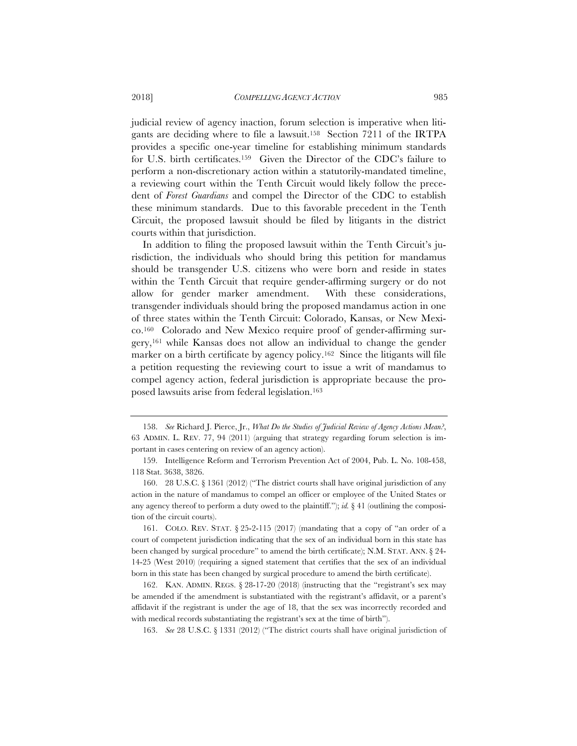judicial review of agency inaction, forum selection is imperative when litigants are deciding where to file a lawsuit.[158] Section 7211 of the IRTPA provides a specific one-year timeline for establishing minimum standards for U.S. birth certificates.[159] Given the Director of the CDC's failure to perform a non-discretionary action within a statutorily-mandated timeline, a reviewing court within the Tenth Circuit would likely follow the precedent of *Forest Guardians* and compel the Director of the CDC to establish these minimum standards. Due to this favorable precedent in the Tenth Circuit, the proposed lawsuit should be filed by litigants in the district courts within that jurisdiction.

In addition to filing the proposed lawsuit within the Tenth Circuit's jurisdiction, the individuals who should bring this petition for mandamus should be transgender U.S. citizens who were born and reside in states within the Tenth Circuit that require gender-affirming surgery or do not allow for gender marker amendment. With these considerations, transgender individuals should bring the proposed mandamus action in one of three states within the Tenth Circuit: Colorado, Kansas, or New Mexico.[160] Colorado and New Mexico require proof of gender-affirming surgery,[161] while Kansas does not allow an individual to change the gender marker on a birth certificate by agency policy.[162] Since the litigants will file a petition requesting the reviewing court to issue a writ of mandamus to compel agency action, federal jurisdiction is appropriate because the proposed lawsuits arise from federal legislation.[163]

---

158. *See* Richard J. Pierce, Jr., *What Do the Studies of Judicial Review of Agency Actions Mean?*, 63 ADMIN. L. REV. 77, 94 (2011) (arguing that strategy regarding forum selection is important in cases centering on review of an agency action).

159. Intelligence Reform and Terrorism Prevention Act of 2004, Pub. L. No. 108-458, 118 Stat. 3638, 3826.

160. 28 U.S.C. § 1361 (2012) ("The district courts shall have original jurisdiction of any action in the nature of mandamus to compel an officer or employee of the United States or any agency thereof to perform a duty owed to the plaintiff."); *id.* § 41 (outlining the composition of the circuit courts).

161. COLO. REV. STAT. § 25-2-115 (2017) (mandating that a copy of "an order of a court of competent jurisdiction indicating that the sex of an individual born in this state has been changed by surgical procedure" to amend the birth certificate); N.M. STAT. ANN. § 24-14-25 (West 2010) (requiring a signed statement that certifies that the sex of an individual born in this state has been changed by surgical procedure to amend the birth certificate).

162. KAN. ADMIN. REGS. § 28-17-20 (2018) (instructing that the "registrant's sex may be amended if the amendment is substantiated with the registrant's affidavit, or a parent's affidavit if the registrant is under the age of 18, that the sex was incorrectly recorded and with medical records substantiating the registrant's sex at the time of birth").

163. *See* 28 U.S.C. § 1331 (2012) ("The district courts shall have original jurisdiction of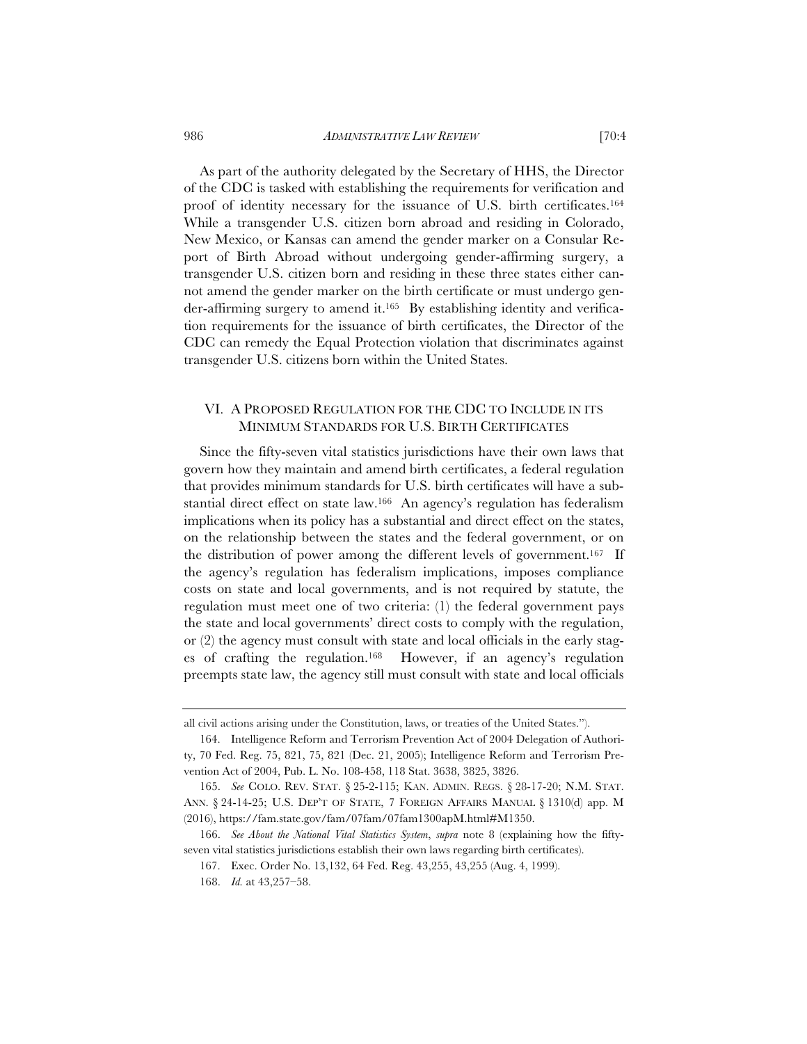As part of the authority delegated by the Secretary of HHS, the Director of the CDC is tasked with establishing the requirements for verification and proof of identity necessary for the issuance of U.S. birth certificates.[164] While a transgender U.S. citizen born abroad and residing in Colorado, New Mexico, or Kansas can amend the gender marker on a Consular Report of Birth Abroad without undergoing gender-affirming surgery, a transgender U.S. citizen born and residing in these three states either cannot amend the gender marker on the birth certificate or must undergo gender-affirming surgery to amend it.[165] By establishing identity and verification requirements for the issuance of birth certificates, the Director of the CDC can remedy the Equal Protection violation that discriminates against transgender U.S. citizens born within the United States.

## VI. A Proposed Regulation for the CDC to Include in its Minimum Standards for U.S. Birth Certificates

Since the fifty-seven vital statistics jurisdictions have their own laws that govern how they maintain and amend birth certificates, a federal regulation that provides minimum standards for U.S. birth certificates will have a substantial direct effect on state law.[166] An agency's regulation has federalism implications when its policy has a substantial and direct effect on the states, on the relationship between the states and the federal government, or on the distribution of power among the different levels of government.[167] If the agency's regulation has federalism implications, imposes compliance costs on state and local governments, and is not required by statute, the regulation must meet one of two criteria: (1) the federal government pays the state and local governments' direct costs to comply with the regulation, or (2) the agency must consult with state and local officials in the early stages of crafting the regulation.[168] However, if an agency's regulation preempts state law, the agency still must consult with state and local officials

---

all civil actions arising under the Constitution, laws, or treaties of the United States.").

164. Intelligence Reform and Terrorism Prevention Act of 2004 Delegation of Authority, 70 Fed. Reg. 75, 821, 75, 821 (Dec. 21, 2005); Intelligence Reform and Terrorism Prevention Act of 2004, Pub. L. No. 108-458, 118 Stat. 3638, 3825, 3826.

165. *See* COLO. REV. STAT. § 25-2-115; KAN. ADMIN. REGS. § 28-17-20; N.M. STAT. ANN. § 24-14-25; U.S. DEP'T OF STATE, 7 FOREIGN AFFAIRS MANUAL § 1310(d) app. M (2016), https://fam.state.gov/fam/07fam/07fam1300apM.html#M1350.

166. *See About the National Vital Statistics System*, *supra* note 8 (explaining how the fifty-seven vital statistics jurisdictions establish their own laws regarding birth certificates).

167. Exec. Order No. 13,132, 64 Fed. Reg. 43,255, 43,255 (Aug. 4, 1999).

168. *Id.* at 43,257–58.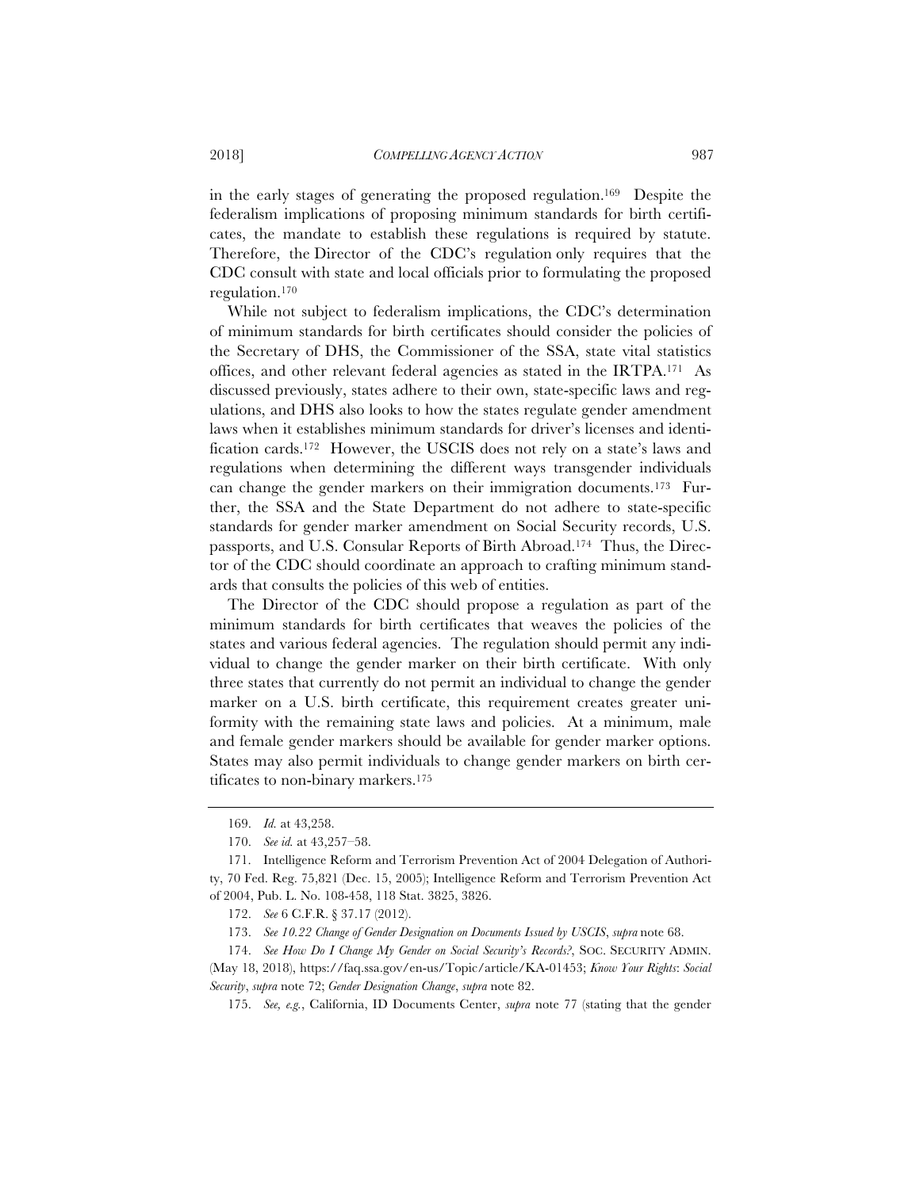in the early stages of generating the proposed regulation.[169] Despite the federalism implications of proposing minimum standards for birth certificates, the mandate to establish these regulations is required by statute. Therefore, the Director of the CDC's regulation only requires that the CDC consult with state and local officials prior to formulating the proposed regulation.[170]

While not subject to federalism implications, the CDC's determination of minimum standards for birth certificates should consider the policies of the Secretary of DHS, the Commissioner of the SSA, state vital statistics offices, and other relevant federal agencies as stated in the IRTPA.[171] As discussed previously, states adhere to their own, state-specific laws and regulations, and DHS also looks to how the states regulate gender amendment laws when it establishes minimum standards for driver's licenses and identification cards.[172] However, the USCIS does not rely on a state's laws and regulations when determining the different ways transgender individuals can change the gender markers on their immigration documents.[173] Further, the SSA and the State Department do not adhere to state-specific standards for gender marker amendment on Social Security records, U.S. passports, and U.S. Consular Reports of Birth Abroad.[174] Thus, the Director of the CDC should coordinate an approach to crafting minimum standards that consults the policies of this web of entities.

The Director of the CDC should propose a regulation as part of the minimum standards for birth certificates that weaves the policies of the states and various federal agencies. The regulation should permit any individual to change the gender marker on their birth certificate. With only three states that currently do not permit an individual to change the gender marker on a U.S. birth certificate, this requirement creates greater uniformity with the remaining state laws and policies. At a minimum, male and female gender markers should be available for gender marker options. States may also permit individuals to change gender markers on birth certificates to non-binary markers.[175]

---

169. *Id.* at 43,258.

170. *See id.* at 43,257–58.

171. Intelligence Reform and Terrorism Prevention Act of 2004 Delegation of Authority, 70 Fed. Reg. 75,821 (Dec. 15, 2005); Intelligence Reform and Terrorism Prevention Act of 2004, Pub. L. No. 108-458, 118 Stat. 3825, 3826.

172. *See* 6 C.F.R. § 37.17 (2012).

173. *See 10.22 Change of Gender Designation on Documents Issued by USCIS*, *supra* note 68.

174. *See How Do I Change My Gender on Social Security's Records?*, SOC. SECURITY ADMIN. (May 18, 2018), https://faq.ssa.gov/en-us/Topic/article/KA-01453; *Know Your Rights*: *Social Security*, *supra* note 72; *Gender Designation Change*, *supra* note 82.

175. *See, e.g.*, California, ID Documents Center, *supra* note 77 (stating that the gender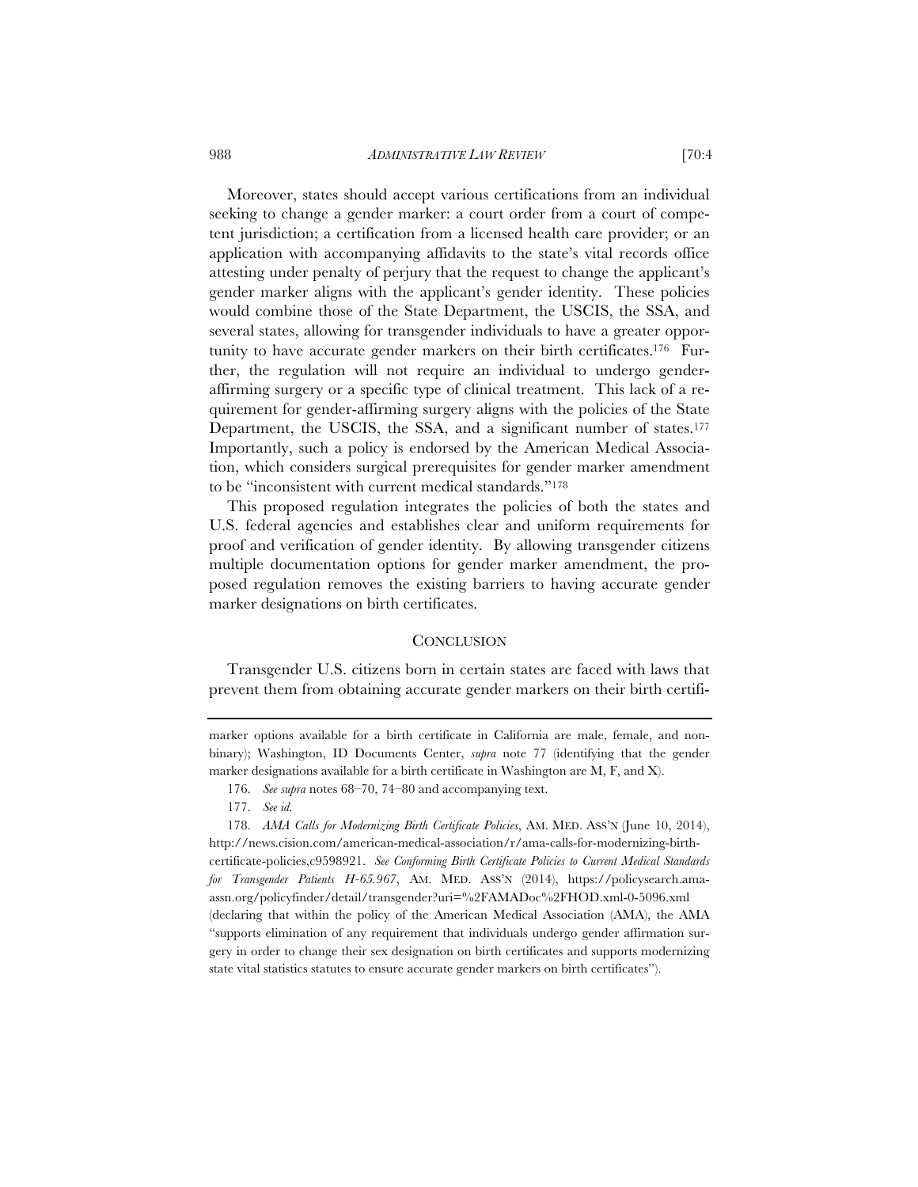Moreover, states should accept various certifications from an individual seeking to change a gender marker: a court order from a court of competent jurisdiction; a certification from a licensed health care provider; or an application with accompanying affidavits to the state's vital records office attesting under penalty of perjury that the request to change the applicant's gender marker aligns with the applicant's gender identity. These policies would combine those of the State Department, the USCIS, the SSA, and several states, allowing for transgender individuals to have a greater opportunity to have accurate gender markers on their birth certificates.[176] Further, the regulation will not require an individual to undergo gender-affirming surgery or a specific type of clinical treatment. This lack of a requirement for gender-affirming surgery aligns with the policies of the State Department, the USCIS, the SSA, and a significant number of states.[177] Importantly, such a policy is endorsed by the American Medical Association, which considers surgical prerequisites for gender marker amendment to be "inconsistent with current medical standards."[178]

This proposed regulation integrates the policies of both the states and U.S. federal agencies and establishes clear and uniform requirements for proof and verification of gender identity. By allowing transgender citizens multiple documentation options for gender marker amendment, the proposed regulation removes the existing barriers to having accurate gender marker designations on birth certificates.

## CONCLUSION

Transgender U.S. citizens born in certain states are faced with laws that prevent them from obtaining accurate gender markers on their birth certifi-

---

marker options available for a birth certificate in California are male, female, and nonbinary); Washington, ID Documents Center, *supra* note 77 (identifying that the gender marker designations available for a birth certificate in Washington are M, F, and X).

176. *See supra* notes 68–70, 74–80 and accompanying text.

177. *See id.*

178. *AMA Calls for Modernizing Birth Certificate Policies*, AM. MED. ASS'N (June 10, 2014), http://news.cision.com/american-medical-association/r/ama-calls-for-modernizing-birth-certificate-policies,c9598921. *See Conforming Birth Certificate Policies to Current Medical Standards for Transgender Patients H-65.967*, AM. MED. ASS'N (2014), https://policysearch.ama-assn.org/policyfinder/detail/transgender?uri=%2FAMADoc%2FHOD.xml-0-5096.xml (declaring that within the policy of the American Medical Association (AMA), the AMA "supports elimination of any requirement that individuals undergo gender affirmation surgery in order to change their sex designation on birth certificates and supports modernizing state vital statistics statutes to ensure accurate gender markers on birth certificates").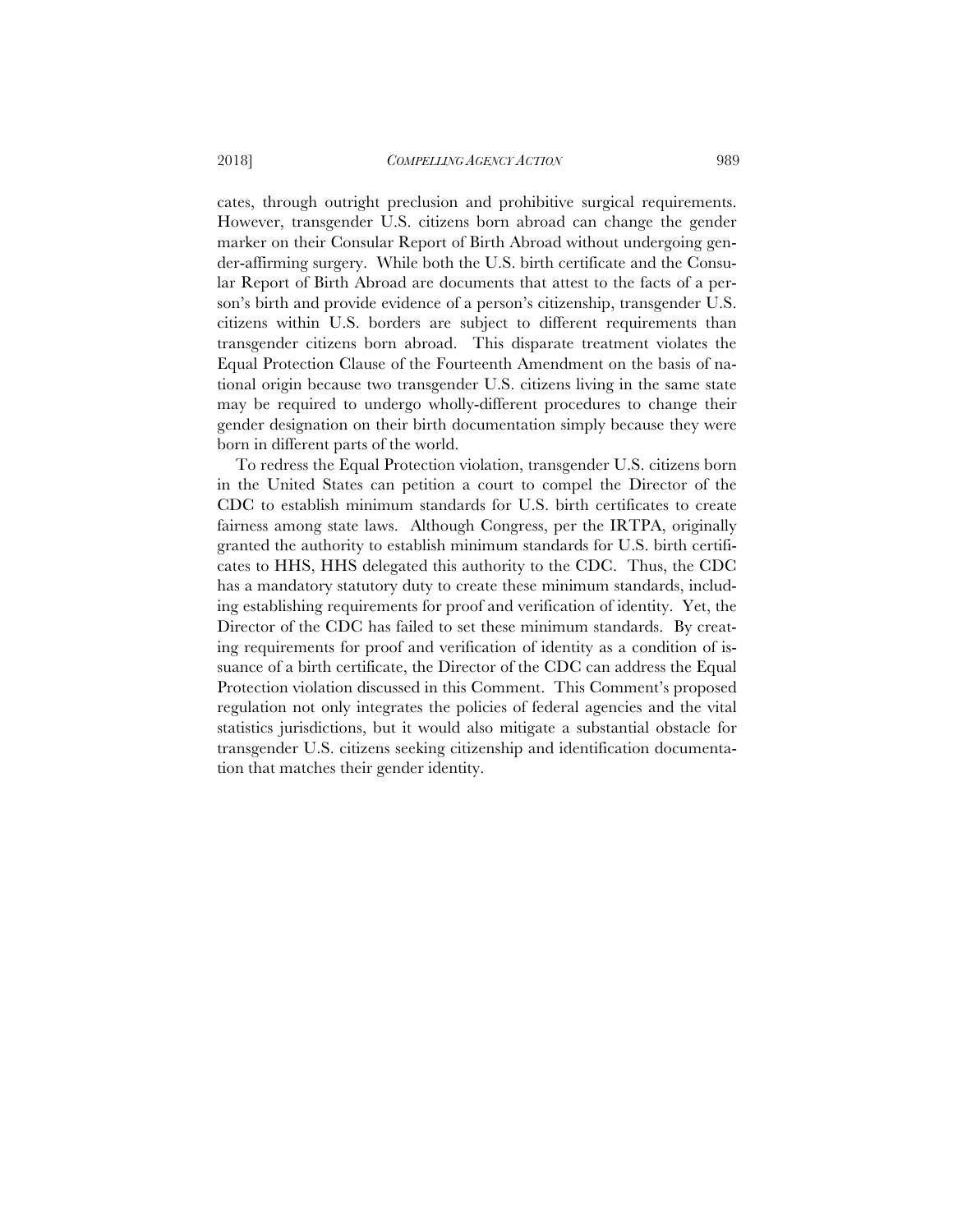cates, through outright preclusion and prohibitive surgical requirements. However, transgender U.S. citizens born abroad can change the gender marker on their Consular Report of Birth Abroad without undergoing gender-affirming surgery. While both the U.S. birth certificate and the Consular Report of Birth Abroad are documents that attest to the facts of a person's birth and provide evidence of a person's citizenship, transgender U.S. citizens within U.S. borders are subject to different requirements than transgender citizens born abroad. This disparate treatment violates the Equal Protection Clause of the Fourteenth Amendment on the basis of national origin because two transgender U.S. citizens living in the same state may be required to undergo wholly-different procedures to change their gender designation on their birth documentation simply because they were born in different parts of the world.

To redress the Equal Protection violation, transgender U.S. citizens born in the United States can petition a court to compel the Director of the CDC to establish minimum standards for U.S. birth certificates to create fairness among state laws. Although Congress, per the IRTPA, originally granted the authority to establish minimum standards for U.S. birth certificates to HHS, HHS delegated this authority to the CDC. Thus, the CDC has a mandatory statutory duty to create these minimum standards, including establishing requirements for proof and verification of identity. Yet, the Director of the CDC has failed to set these minimum standards. By creating requirements for proof and verification of identity as a condition of issuance of a birth certificate, the Director of the CDC can address the Equal Protection violation discussed in this Comment. This Comment's proposed regulation not only integrates the policies of federal agencies and the vital statistics jurisdictions, but it would also mitigate a substantial obstacle for transgender U.S. citizens seeking citizenship and identification documentation that matches their gender identity.